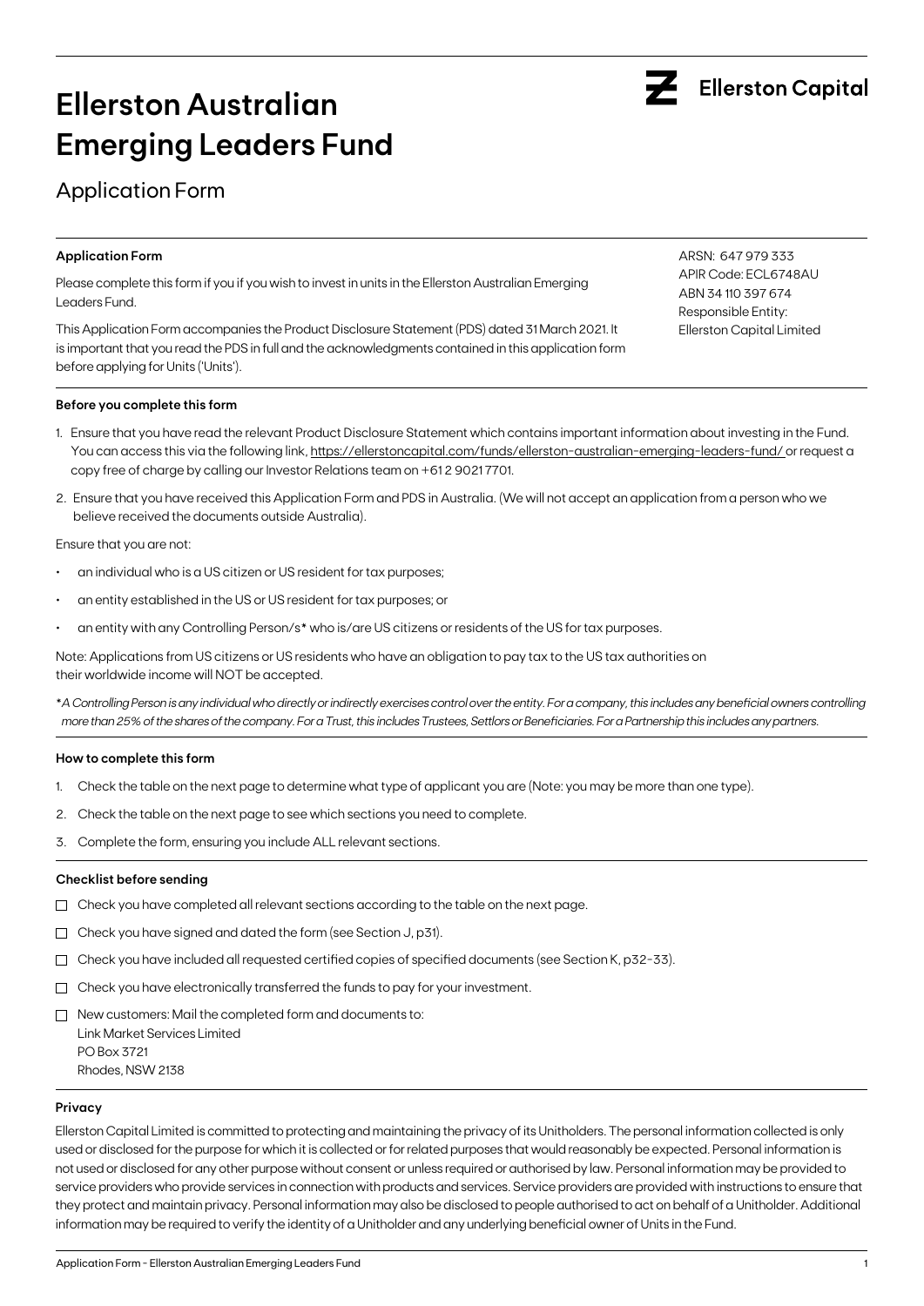# Ellerston Australian Emerging Leaders Fund

Ellerston Capital

## Application Form

### Application Form

Please complete this form if you if you wish to invest in units in the Ellerston Australian Emerging Leaders Fund.

This Application Form accompanies the Product Disclosure Statement (PDS) dated 31 March 2021. It is important that you read the PDS in full and the acknowledgments contained in this application form before applying for Units ('Units').

ARSN: 647 979 333
APIR Code: ECL6748AU
ABN 34 110 397 674
Responsible Entity:
Ellerston Capital Limited

### Before you complete this form

1. Ensure that you have read the relevant Product Disclosure Statement which contains important information about investing in the Fund. You can access this via the following link, https://ellerstoncapital.com/funds/ellerston-australian-emerging-leaders-fund/ or request a copy free of charge by calling our Investor Relations team on +61 2 9021 7701.
2. Ensure that you have received this Application Form and PDS in Australia. (We will not accept an application from a person who we believe received the documents outside Australia).

Ensure that you are not:

- an individual who is a US citizen or US resident for tax purposes;
- an entity established in the US or US resident for tax purposes; or
- an entity with any Controlling Person/s* who is/are US citizens or residents of the US for tax purposes.

Note: Applications from US citizens or US residents who have an obligation to pay tax to the US tax authorities on their worldwide income will NOT be accepted.

*\*A Controlling Person is any individual who directly or indirectly exercises control over the entity. For a company, this includes any beneficial owners controlling more than 25% of the shares of the company. For a Trust, this includes Trustees, Settlors or Beneficiaries. For a Partnership this includes any partners.*

### How to complete this form

1. Check the table on the next page to determine what type of applicant you are (Note: you may be more than one type).
2. Check the table on the next page to see which sections you need to complete.
3. Complete the form, ensuring you include ALL relevant sections.

### Checklist before sending

- ☐ Check you have completed all relevant sections according to the table on the next page.
- ☐ Check you have signed and dated the form (see Section J, p31).
- ☐ Check you have included all requested certified copies of specified documents (see Section K, p32-33).
- ☐ Check you have electronically transferred the funds to pay for your investment.
- ☐ New customers: Mail the completed form and documents to:
  Link Market Services Limited
  PO Box 3721
  Rhodes, NSW 2138

### Privacy

Ellerston Capital Limited is committed to protecting and maintaining the privacy of its Unitholders. The personal information collected is only used or disclosed for the purpose for which it is collected or for related purposes that would reasonably be expected. Personal information is not used or disclosed for any other purpose without consent or unless required or authorised by law. Personal information may be provided to service providers who provide services in connection with products and services. Service providers are provided with instructions to ensure that they protect and maintain privacy. Personal information may also be disclosed to people authorised to act on behalf of a Unitholder. Additional information may be required to verify the identity of a Unitholder and any underlying beneficial owner of Units in the Fund.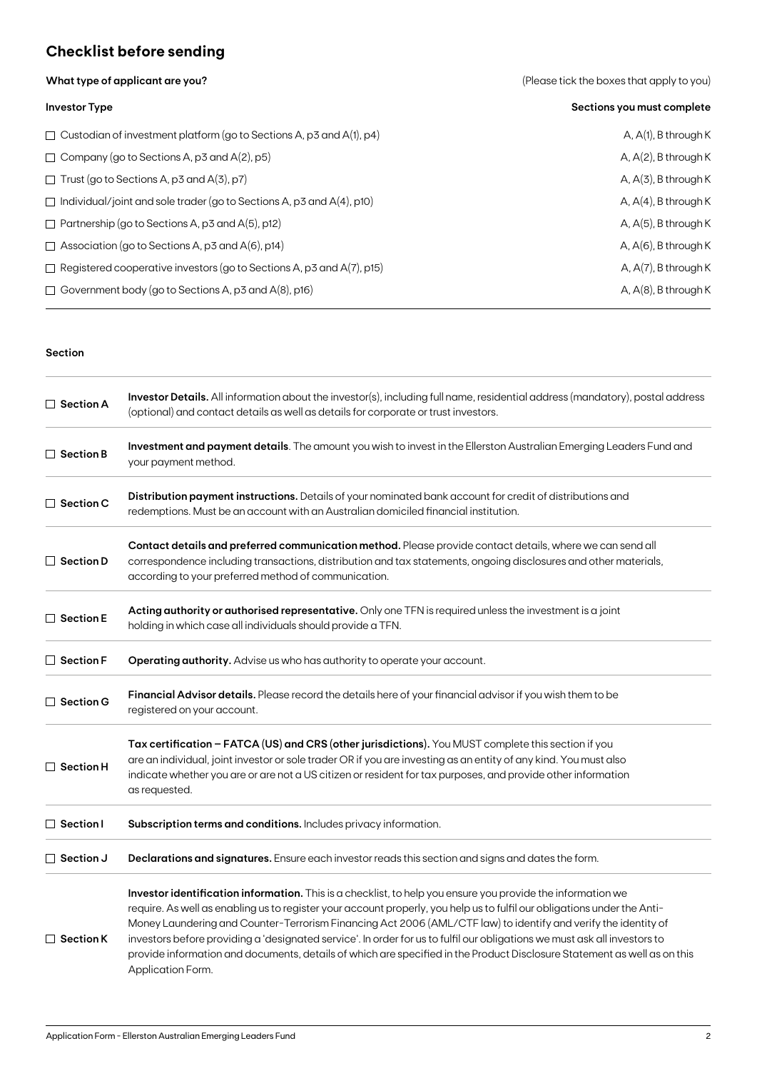## Checklist before sending

**What type of applicant are you?** (Please tick the boxes that apply to you)

| Investor Type | Sections you must complete |
|---|---|
| ☐ Custodian of investment platform (go to Sections A, p3 and A(1), p4) | A, A(1), B through K |
| ☐ Company (go to Sections A, p3 and A(2), p5) | A, A(2), B through K |
| ☐ Trust (go to Sections A, p3 and A(3), p7) | A, A(3), B through K |
| ☐ Individual/joint and sole trader (go to Sections A, p3 and A(4), p10) | A, A(4), B through K |
| ☐ Partnership (go to Sections A, p3 and A(5), p12) | A, A(5), B through K |
| ☐ Association (go to Sections A, p3 and A(6), p14) | A, A(6), B through K |
| ☐ Registered cooperative investors (go to Sections A, p3 and A(7), p15) | A, A(7), B through K |
| ☐ Government body (go to Sections A, p3 and A(8), p16) | A, A(8), B through K |

| Section | |
|---|---|
| ☐ **Section A** | **Investor Details.** All information about the investor(s), including full name, residential address (mandatory), postal address (optional) and contact details as well as details for corporate or trust investors. |
| ☐ **Section B** | **Investment and payment details**. The amount you wish to invest in the Ellerston Australian Emerging Leaders Fund and your payment method. |
| ☐ **Section C** | **Distribution payment instructions.** Details of your nominated bank account for credit of distributions and redemptions. Must be an account with an Australian domiciled financial institution. |
| ☐ **Section D** | **Contact details and preferred communication method.** Please provide contact details, where we can send all correspondence including transactions, distribution and tax statements, ongoing disclosures and other materials, according to your preferred method of communication. |
| ☐ **Section E** | **Acting authority or authorised representative.** Only one TFN is required unless the investment is a joint holding in which case all individuals should provide a TFN. |
| ☐ **Section F** | **Operating authority.** Advise us who has authority to operate your account. |
| ☐ **Section G** | **Financial Advisor details.** Please record the details here of your financial advisor if you wish them to be registered on your account. |
| ☐ **Section H** | **Tax certification – FATCA (US) and CRS (other jurisdictions).** You MUST complete this section if you are an individual, joint investor or sole trader OR if you are investing as an entity of any kind. You must also indicate whether you are or are not a US citizen or resident for tax purposes, and provide other information as requested. |
| ☐ **Section I** | **Subscription terms and conditions.** Includes privacy information. |
| ☐ **Section J** | **Declarations and signatures.** Ensure each investor reads this section and signs and dates the form. |
| ☐ **Section K** | **Investor identification information.** This is a checklist, to help you ensure you provide the information we require. As well as enabling us to register your account properly, you help us to fulfil our obligations under the Anti-Money Laundering and Counter-Terrorism Financing Act 2006 (AML/CTF law) to identify and verify the identity of investors before providing a 'designated service'. In order for us to fulfil our obligations we must ask all investors to provide information and documents, details of which are specified in the Product Disclosure Statement as well as on this Application Form. |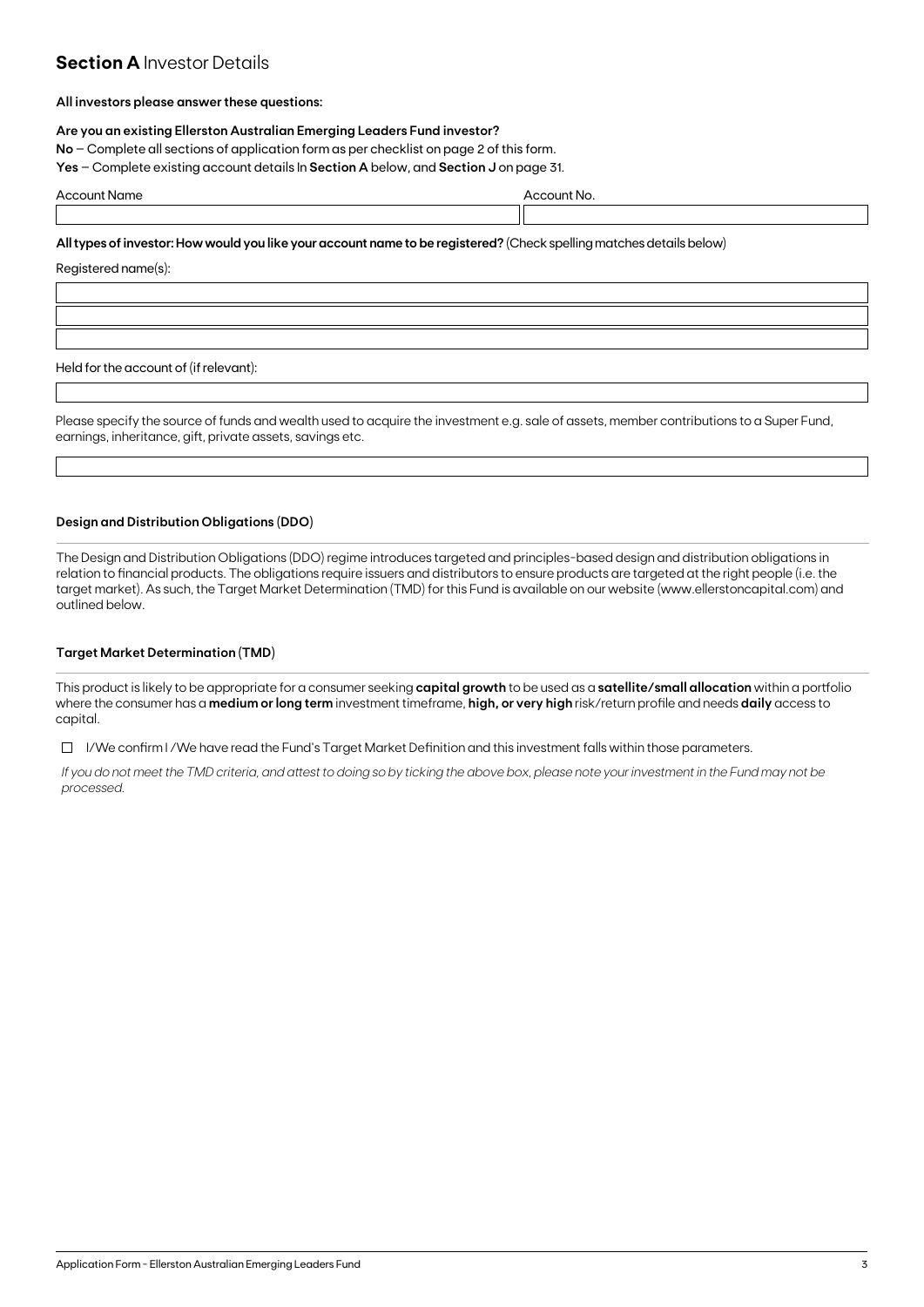## **Section A** Investor Details

**All investors please answer these questions:**

**Are you an existing Ellerston Australian Emerging Leaders Fund investor?**

**No** – Complete all sections of application form as per checklist on page 2 of this form.

**Yes** – Complete existing account details In **Section A** below, and **Section J** on page 31.

| Account Name | Account No. |
| --- | --- |
| | |

**All types of investor: How would you like your account name to be registered?** (Check spelling matches details below)

Registered name(s):

| |
| --- |
| |
| |
| |

Held for the account of (if relevant):

| |
| --- |
| |

Please specify the source of funds and wealth used to acquire the investment e.g. sale of assets, member contributions to a Super Fund, earnings, inheritance, gift, private assets, savings etc.

| |
| --- |
| |

### Design and Distribution Obligations (DDO)

The Design and Distribution Obligations (DDO) regime introduces targeted and principles-based design and distribution obligations in relation to financial products. The obligations require issuers and distributors to ensure products are targeted at the right people (i.e. the target market). As such, the Target Market Determination (TMD) for this Fund is available on our website (www.ellerstoncapital.com) and outlined below.

### Target Market Determination (TMD)

This product is likely to be appropriate for a consumer seeking **capital growth** to be used as a **satellite/small allocation** within a portfolio where the consumer has a **medium or long term** investment timeframe, **high, or very high** risk/return profile and needs **daily** access to capital.

☐ I/We confirm I /We have read the Fund's Target Market Definition and this investment falls within those parameters.

*If you do not meet the TMD criteria, and attest to doing so by ticking the above box, please note your investment in the Fund may not be processed.*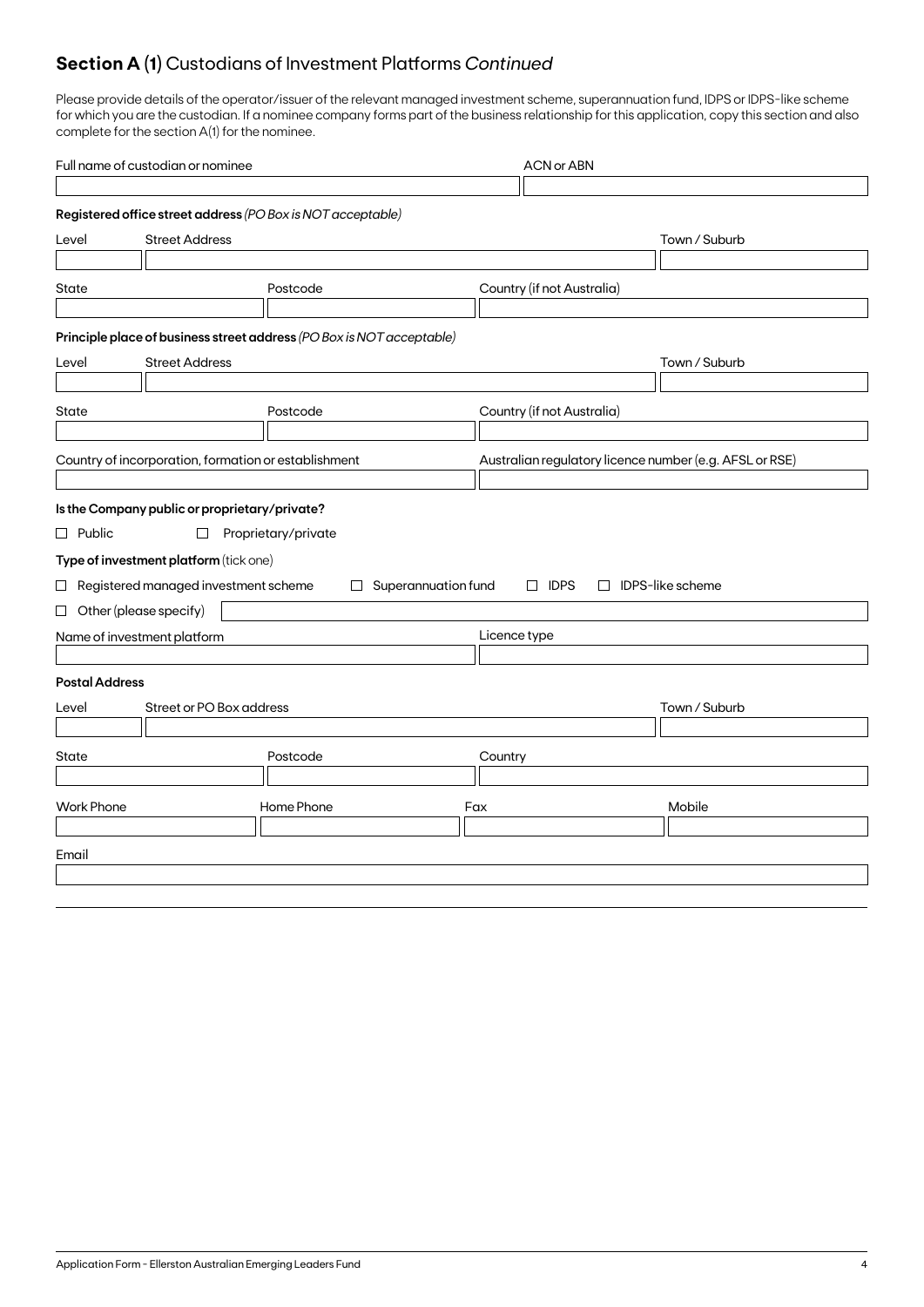## **Section A (1)** Custodians of Investment Platforms *Continued*

Please provide details of the operator/issuer of the relevant managed investment scheme, superannuation fund, IDPS or IDPS-like scheme for which you are the custodian. If a nominee company forms part of the business relationship for this application, copy this section and also complete for the section A(1) for the nominee.

| Full name of custodian or nominee | ACN or ABN |
|---|---|
| | |

**Registered office street address** *(PO Box is NOT acceptable)*

| Level | Street Address | Town / Suburb |
|---|---|---|
| | | |

| State | Postcode | Country (if not Australia) |
|---|---|---|
| | | |

**Principle place of business street address** *(PO Box is NOT acceptable)*

| Level | Street Address | Town / Suburb |
|---|---|---|
| | | |

| State | Postcode | Country (if not Australia) |
|---|---|---|
| | | |

| Country of incorporation, formation or establishment | Australian regulatory licence number (e.g. AFSL or RSE) |
|---|---|
| | |

**Is the Company public or proprietary/private?**

☐ Public ☐ Proprietary/private

**Type of investment platform** (tick one)

☐ Registered managed investment scheme ☐ Superannuation fund ☐ IDPS ☐ IDPS-like scheme

☐ Other (please specify) ____________________

| Name of investment platform | Licence type |
|---|---|
| | |

**Postal Address**

| Level | Street or PO Box address | Town / Suburb |
|---|---|---|
| | | |

| State | Postcode | Country |
|---|---|---|
| | | |

| Work Phone | Home Phone | Fax | Mobile |
|---|---|---|---|
| | | | |

| Email |
|---|
| |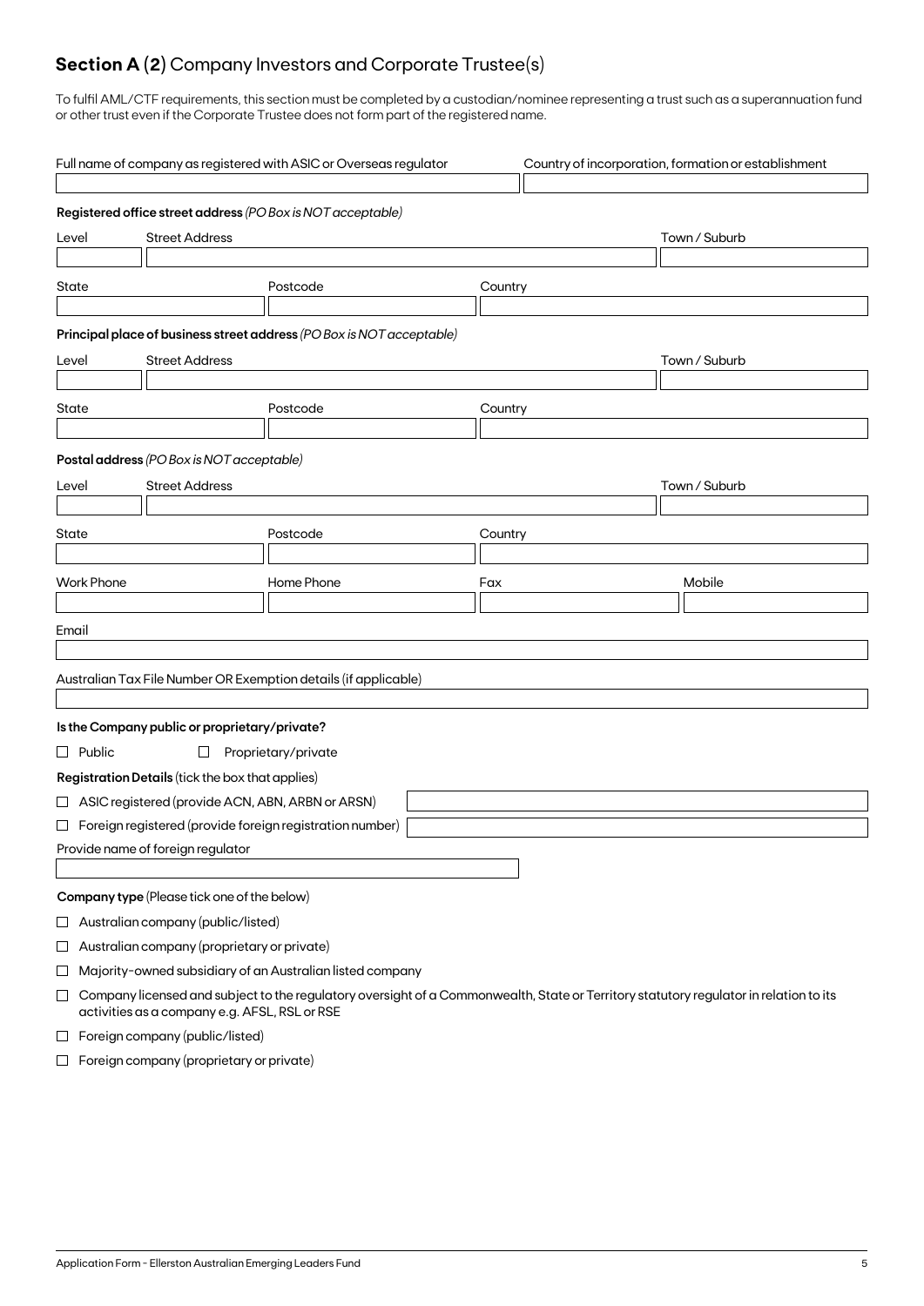## **Section A (2)** Company Investors and Corporate Trustee(s)

To fulfil AML/CTF requirements, this section must be completed by a custodian/nominee representing a trust such as a superannuation fund or other trust even if the Corporate Trustee does not form part of the registered name.

| Full name of company as registered with ASIC or Overseas regulator | Country of incorporation, formation or establishment |
|---|---|
| | |

**Registered office street address** *(PO Box is NOT acceptable)*

| Level | Street Address | Town / Suburb |
|---|---|---|
| | | |

| State | Postcode | Country |
|---|---|---|
| | | |

**Principal place of business street address** *(PO Box is NOT acceptable)*

| Level | Street Address | Town / Suburb |
|---|---|---|
| | | |

| State | Postcode | Country |
|---|---|---|
| | | |

**Postal address** *(PO Box is NOT acceptable)*

| Level | Street Address | Town / Suburb |
|---|---|---|
| | | |

| State | Postcode | Country |
|---|---|---|
| | | |

| Work Phone | Home Phone | Fax | Mobile |
|---|---|---|---|
| | | | |

| Email |
|---|
| |

| Australian Tax File Number OR Exemption details (if applicable) |
|---|
| |

**Is the Company public or proprietary/private?**

☐ Public ☐ Proprietary/private

**Registration Details** (tick the box that applies)

☐ ASIC registered (provide ACN, ABN, ARBN or ARSN) ____________________

☐ Foreign registered (provide foreign registration number) ____________________

Provide name of foreign regulator

____________________

**Company type** (Please tick one of the below)

☐ Australian company (public/listed)

☐ Australian company (proprietary or private)

☐ Majority-owned subsidiary of an Australian listed company

☐ Company licensed and subject to the regulatory oversight of a Commonwealth, State or Territory statutory regulator in relation to its activities as a company e.g. AFSL, RSL or RSE

☐ Foreign company (public/listed)

☐ Foreign company (proprietary or private)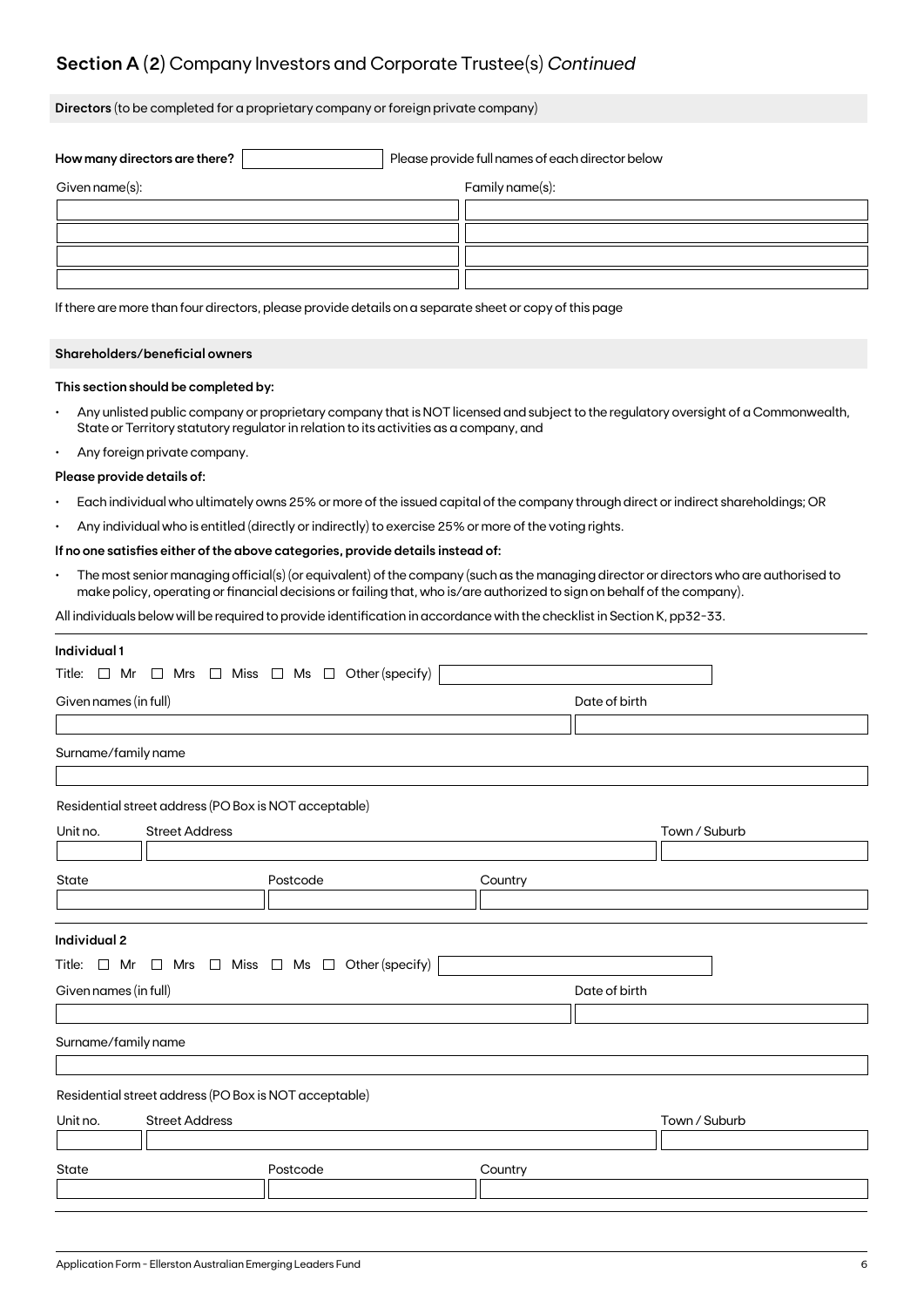## Section A (2) Company Investors and Corporate Trustee(s) *Continued*

**Directors** (to be completed for a proprietary company or foreign private company)

**How many directors are there?** ______ Please provide full names of each director below

| Given name(s): | Family name(s): |
|---|---|
| | |
| | |
| | |
| | |

If there are more than four directors, please provide details on a separate sheet or copy of this page

**Shareholders/beneficial owners**

**This section should be completed by:**

- Any unlisted public company or proprietary company that is NOT licensed and subject to the regulatory oversight of a Commonwealth, State or Territory statutory regulator in relation to its activities as a company, and
- Any foreign private company.

**Please provide details of:**

- Each individual who ultimately owns 25% or more of the issued capital of the company through direct or indirect shareholdings; OR
- Any individual who is entitled (directly or indirectly) to exercise 25% or more of the voting rights.

**If no one satisfies either of the above categories, provide details instead of:**

- The most senior managing official(s) (or equivalent) of the company (such as the managing director or directors who are authorised to make policy, operating or financial decisions or failing that, who is/are authorized to sign on behalf of the company).

All individuals below will be required to provide identification in accordance with the checklist in Section K, pp32-33.

**Individual 1**

Title: ☐ Mr ☐ Mrs ☐ Miss ☐ Ms ☐ Other (specify) ______

Given names (in full) ______ Date of birth ______

Surname/family name ______

Residential street address (PO Box is NOT acceptable)

Unit no. ______ Street Address ______ Town / Suburb ______

State ______ Postcode ______ Country ______

**Individual 2**

Title: ☐ Mr ☐ Mrs ☐ Miss ☐ Ms ☐ Other (specify) ______

Given names (in full) ______ Date of birth ______

Surname/family name ______

Residential street address (PO Box is NOT acceptable)

Unit no. ______ Street Address ______ Town / Suburb ______

State ______ Postcode ______ Country ______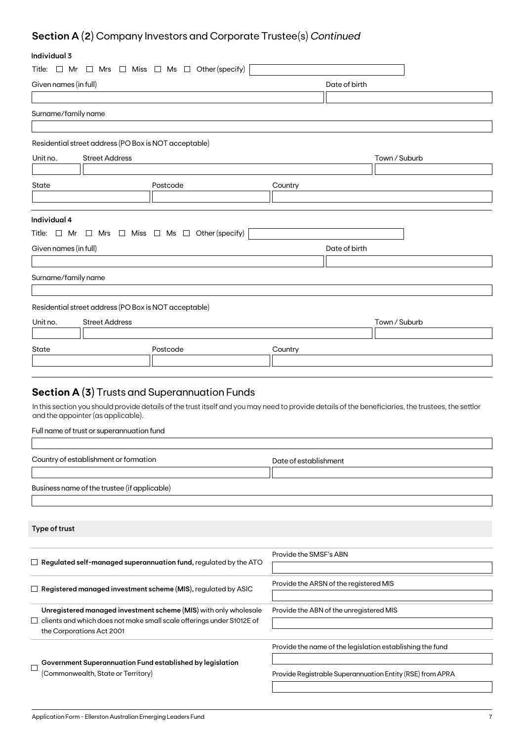## Section A (2) Company Investors and Corporate Trustee(s) *Continued*

**Individual 3**

Title: ☐ Mr ☐ Mrs ☐ Miss ☐ Ms ☐ Other (specify)

Given names (in full)

Date of birth

Surname/family name

Residential street address (PO Box is NOT acceptable)

Unit no. | Street Address | Town / Suburb

State | Postcode | Country

**Individual 4**

Title: ☐ Mr ☐ Mrs ☐ Miss ☐ Ms ☐ Other (specify)

Given names (in full)

Date of birth

Surname/family name

Residential street address (PO Box is NOT acceptable)

Unit no. | Street Address | Town / Suburb

State | Postcode | Country

## Section A (3) Trusts and Superannuation Funds

In this section you should provide details of the trust itself and you may need to provide details of the beneficiaries, the trustees, the settlor and the appointer (as applicable).

Full name of trust or superannuation fund

Country of establishment or formation

Date of establishment

Business name of the trustee (if applicable)

**Type of trust**

| | |
|---|---|
| ☐ **Regulated self-managed superannuation fund,** regulated by the ATO | Provide the SMSF's ABN |
| ☐ **Registered managed investment scheme (MIS),** regulated by ASIC | Provide the ARSN of the registered MIS |
| ☐ **Unregistered managed investment scheme (MIS)** with only wholesale clients and which does not make small scale offerings under S1012E of the Corporations Act 2001 | Provide the ABN of the unregistered MIS |
| ☐ **Government Superannuation Fund established by legislation** (Commonwealth, State or Territory) | Provide the name of the legislation establishing the fund<br>Provide Registrable Superannuation Entity (RSE) from APRA |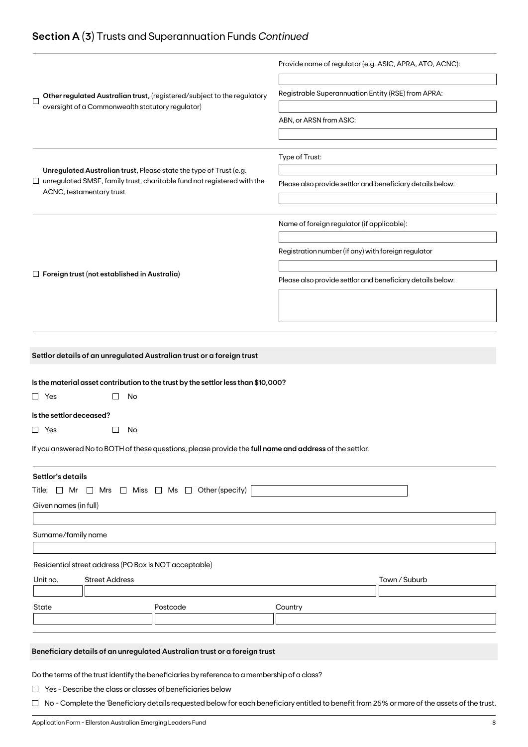## **Section A** (3) Trusts and Superannuation Funds *Continued*

| | |
|---|---|
| ☐ **Other regulated Australian trust,** (registered/subject to the regulatory oversight of a Commonwealth statutory regulator) | Provide name of regulator (e.g. ASIC, APRA, ATO, ACNC): ________<br>Registrable Superannuation Entity (RSE) from APRA: ________<br>ABN, or ARSN from ASIC: ________ |
| ☐ **Unregulated Australian trust,** Please state the type of Trust (e.g. unregulated SMSF, family trust, charitable fund not registered with the ACNC, testamentary trust | Type of Trust: ________<br>Please also provide settlor and beneficiary details below: ________ |
| ☐ **Foreign trust (not established in Australia)** | Name of foreign regulator (if applicable): ________<br>Registration number (if any) with foreign regulator ________<br>Please also provide settlor and beneficiary details below: ________ |

### Settlor details of an unregulated Australian trust or a foreign trust

**Is the material asset contribution to the trust by the settlor less than $10,000?**

☐ Yes ☐ No

**Is the settlor deceased?**

☐ Yes ☐ No

If you answered No to BOTH of these questions, please provide the **full name and address** of the settlor.

**Settlor's details**

Title: ☐ Mr ☐ Mrs ☐ Miss ☐ Ms ☐ Other (specify) ________

Given names (in full)

________

Surname/family name

________

Residential street address (PO Box is NOT acceptable)

| Unit no. | Street Address | Town / Suburb |
|---|---|---|
| | | |

| State | Postcode | Country |
|---|---|---|
| | | |

### Beneficiary details of an unregulated Australian trust or a foreign trust

Do the terms of the trust identify the beneficiaries by reference to a membership of a class?

☐ Yes - Describe the class or classes of beneficiaries below

☐ No - Complete the 'Beneficiary details requested below for each beneficiary entitled to benefit from 25% or more of the assets of the trust.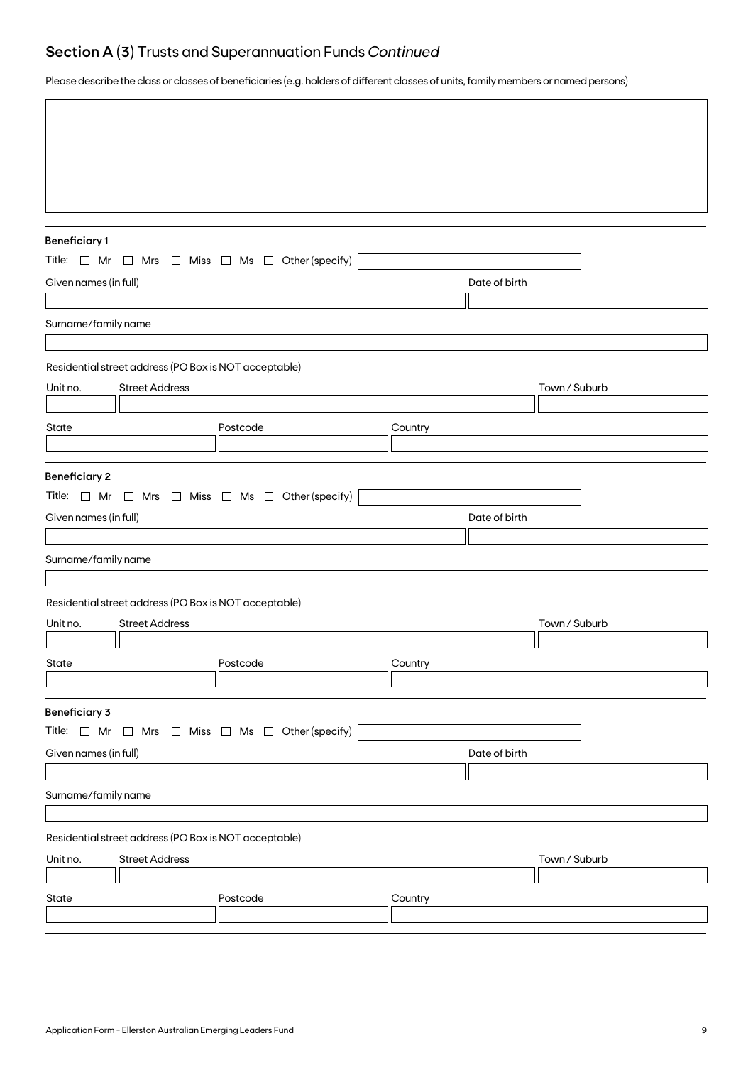## Section A (3) Trusts and Superannuation Funds *Continued*

Please describe the class or classes of beneficiaries (e.g. holders of different classes of units, family members or named persons)

**Beneficiary 1**

Title: ☐ Mr ☐ Mrs ☐ Miss ☐ Ms ☐ Other (specify)

Given names (in full)

Date of birth

Surname/family name

Residential street address (PO Box is NOT acceptable)

Unit no.

Street Address

Town / Suburb

State

Postcode

Country

**Beneficiary 2**

Title: ☐ Mr ☐ Mrs ☐ Miss ☐ Ms ☐ Other (specify)

Given names (in full)

Date of birth

Surname/family name

Residential street address (PO Box is NOT acceptable)

Unit no.

Street Address

Town / Suburb

State

Postcode

Country

**Beneficiary 3**

Title: ☐ Mr ☐ Mrs ☐ Miss ☐ Ms ☐ Other (specify)

Given names (in full)

Date of birth

Surname/family name

Residential street address (PO Box is NOT acceptable)

Unit no.

Street Address

Town / Suburb

State

Postcode

Country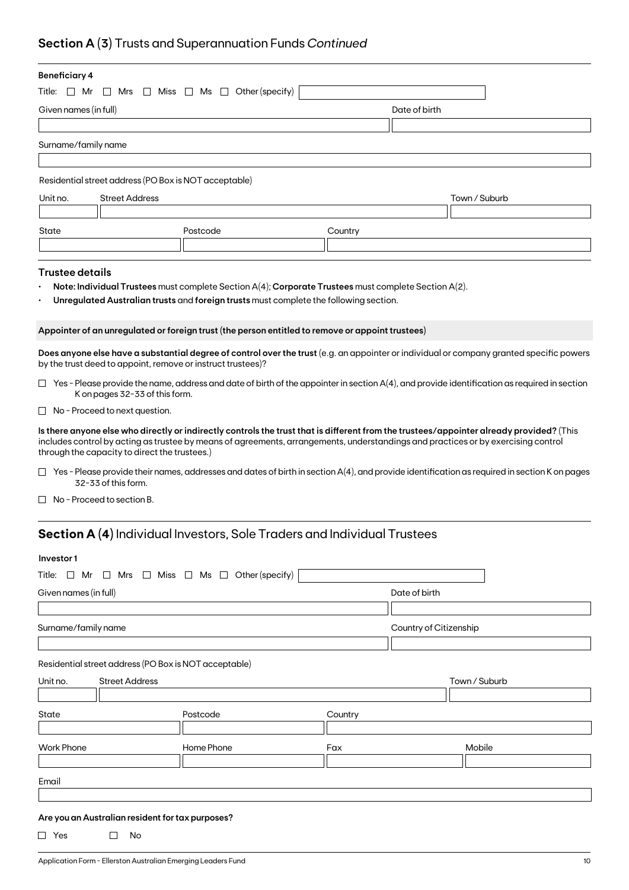## Section A (3) Trusts and Superannuation Funds *Continued*

**Beneficiary 4**

Title: ☐ Mr ☐ Mrs ☐ Miss ☐ Ms ☐ Other (specify) 

Given names (in full) | Date of birth

Surname/family name

Residential street address (PO Box is NOT acceptable)

| Unit no. | Street Address | Town / Suburb |
|---|---|---|
| | | |

| State | Postcode | Country |
|---|---|---|
| | | |

### Trustee details

- **Note: Individual Trustees** must complete Section A(4); **Corporate Trustees** must complete Section A(2).
- **Unregulated Australian trusts** and **foreign trusts** must complete the following section.

**Appointer of an unregulated or foreign trust (the person entitled to remove or appoint trustees)**

**Does anyone else have a substantial degree of control over the trust** (e.g. an appointer or individual or company granted specific powers by the trust deed to appoint, remove or instruct trustees)?

☐ Yes - Please provide the name, address and date of birth of the appointer in section A(4), and provide identification as required in section K on pages 32-33 of this form.

☐ No - Proceed to next question.

**Is there anyone else who directly or indirectly controls the trust that is different from the trustees/appointer already provided?** (This includes control by acting as trustee by means of agreements, arrangements, understandings and practices or by exercising control through the capacity to direct the trustees.)

☐ Yes - Please provide their names, addresses and dates of birth in section A(4), and provide identification as required in section K on pages 32-33 of this form.

☐ No - Proceed to section B.

## Section A (4) Individual Investors, Sole Traders and Individual Trustees

**Investor 1**

Title: ☐ Mr ☐ Mrs ☐ Miss ☐ Ms ☐ Other (specify) 

Given names (in full) | Date of birth

Surname/family name | Country of Citizenship

Residential street address (PO Box is NOT acceptable)

| Unit no. | Street Address | Town / Suburb |
|---|---|---|
| | | |

| State | Postcode | Country |
|---|---|---|
| | | |

| Work Phone | Home Phone | Fax | Mobile |
|---|---|---|---|
| | | | |

Email

**Are you an Australian resident for tax purposes?**

☐ Yes ☐ No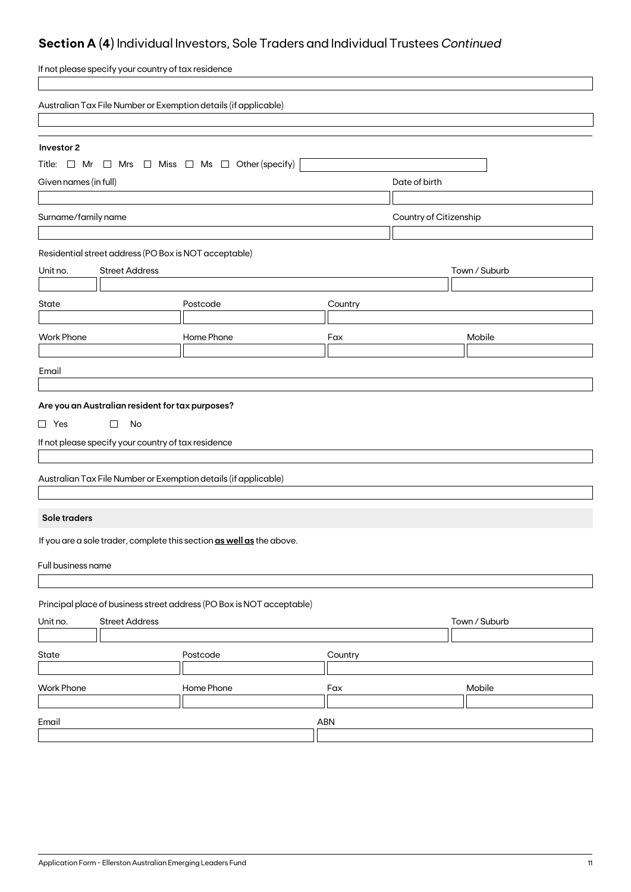## **Section A (4)** Individual Investors, Sole Traders and Individual Trustees *Continued*

If not please specify your country of tax residence

Australian Tax File Number or Exemption details (if applicable)

**Investor 2**

Title: ☐ Mr ☐ Mrs ☐ Miss ☐ Ms ☐ Other (specify)

Given names (in full)

Date of birth

Surname/family name

Country of Citizenship

Residential street address (PO Box is NOT acceptable)

Unit no.

Street Address

Town / Suburb

State

Postcode

Country

Work Phone

Home Phone

Fax

Mobile

Email

**Are you an Australian resident for tax purposes?**

☐ Yes ☐ No

If not please specify your country of tax residence

Australian Tax File Number or Exemption details (if applicable)

**Sole traders**

If you are a sole trader, complete this section **as well as** the above.

Full business name

Principal place of business street address (PO Box is NOT acceptable)

Unit no.

Street Address

Town / Suburb

State

Postcode

Country

Work Phone

Home Phone

Fax

Mobile

Email

ABN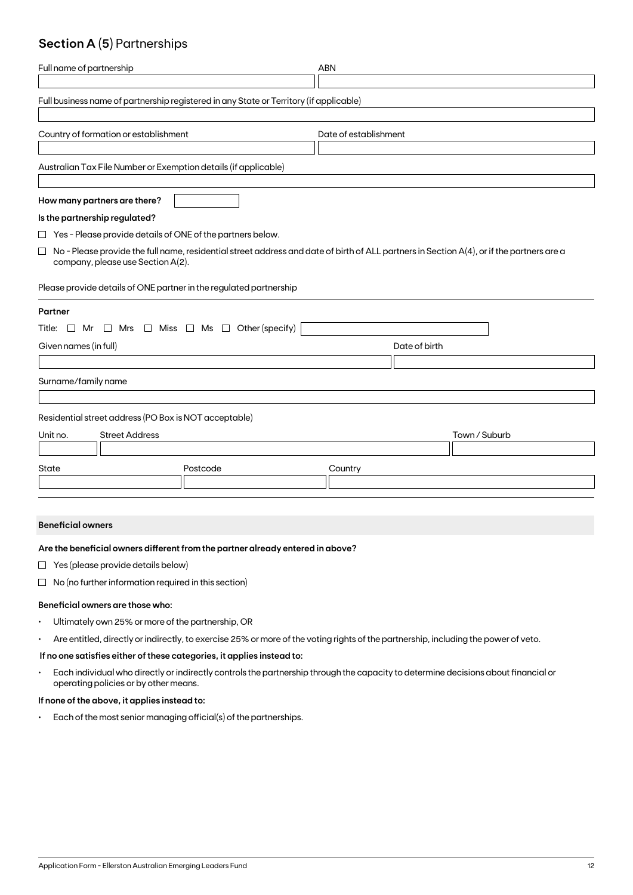## **Section A** (5) Partnerships

| Full name of partnership | ABN |
|---|---|
| | |

Full business name of partnership registered in any State or Territory (if applicable)

| Country of formation or establishment | Date of establishment |
|---|---|
| | |

Australian Tax File Number or Exemption details (if applicable)

**How many partners are there?**

**Is the partnership regulated?**

☐ Yes - Please provide details of ONE of the partners below.

☐ No - Please provide the full name, residential street address and date of birth of ALL partners in Section A(4), or if the partners are a company, please use Section A(2).

Please provide details of ONE partner in the regulated partnership

**Partner**

Title: ☐ Mr ☐ Mrs ☐ Miss ☐ Ms ☐ Other (specify)

| Given names (in full) | Date of birth |
|---|---|
| | |

Surname/family name

Residential street address (PO Box is NOT acceptable)

| Unit no. | Street Address | Town / Suburb |
|---|---|---|
| | | |

| State | Postcode | Country |
|---|---|---|
| | | |

**Beneficial owners**

**Are the beneficial owners different from the partner already entered in above?**

☐ Yes (please provide details below)

☐ No (no further information required in this section)

**Beneficial owners are those who:**

- Ultimately own 25% or more of the partnership, OR
- Are entitled, directly or indirectly, to exercise 25% or more of the voting rights of the partnership, including the power of veto.

**If no one satisfies either of these categories, it applies instead to:**

- Each individual who directly or indirectly controls the partnership through the capacity to determine decisions about financial or operating policies or by other means.

**If none of the above, it applies instead to:**

- Each of the most senior managing official(s) of the partnerships.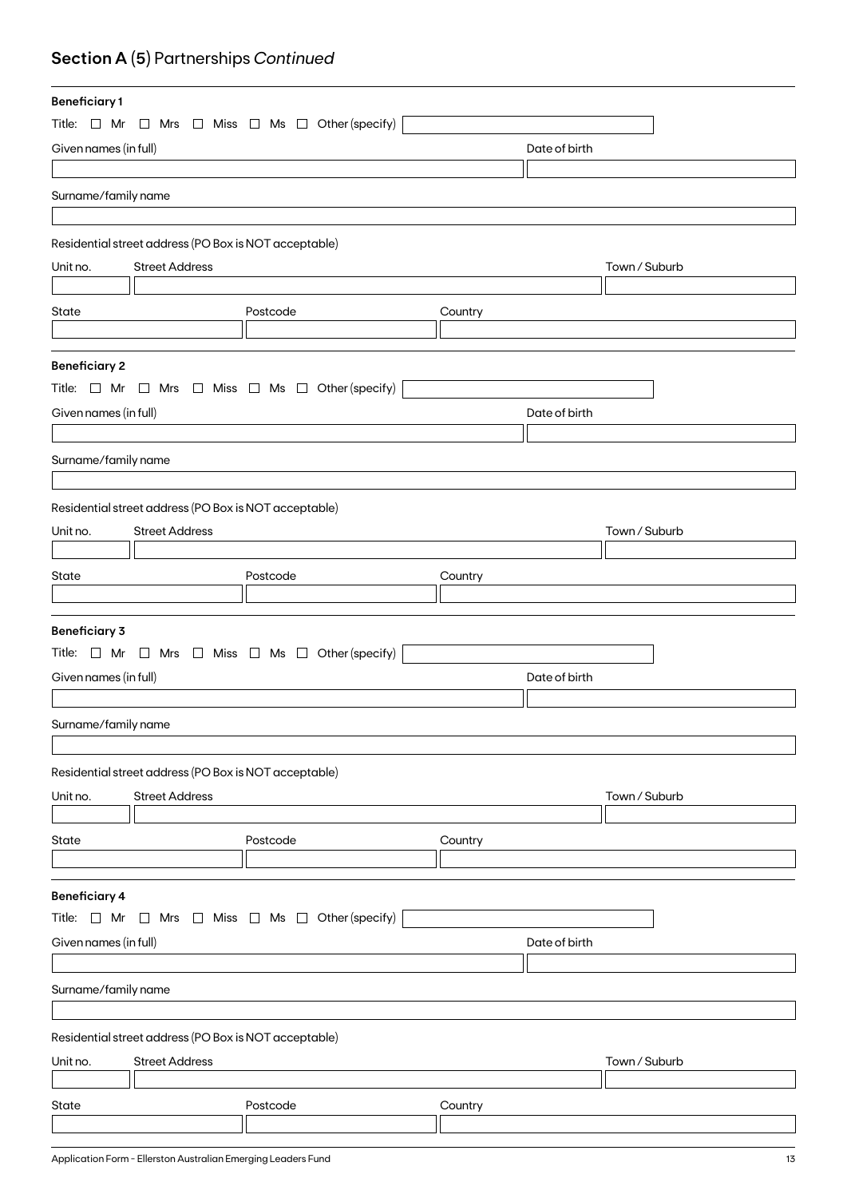## Section A (5) Partnerships *Continued*

**Beneficiary 1**

Title: ☐ Mr ☐ Mrs ☐ Miss ☐ Ms ☐ Other (specify)

Given names (in full)

Date of birth

Surname/family name

Residential street address (PO Box is NOT acceptable)

Unit no.

Street Address

Town / Suburb

State

Postcode

Country

**Beneficiary 2**

Title: ☐ Mr ☐ Mrs ☐ Miss ☐ Ms ☐ Other (specify)

Given names (in full)

Date of birth

Surname/family name

Residential street address (PO Box is NOT acceptable)

Unit no.

Street Address

Town / Suburb

State

Postcode

Country

**Beneficiary 3**

Title: ☐ Mr ☐ Mrs ☐ Miss ☐ Ms ☐ Other (specify)

Given names (in full)

Date of birth

Surname/family name

Residential street address (PO Box is NOT acceptable)

Unit no.

Street Address

Town / Suburb

State

Postcode

Country

**Beneficiary 4**

Title: ☐ Mr ☐ Mrs ☐ Miss ☐ Ms ☐ Other (specify)

Given names (in full)

Date of birth

Surname/family name

Residential street address (PO Box is NOT acceptable)

Unit no.

Street Address

Town / Suburb

State

Postcode

Country

Application Form - Ellerston Australian Emerging Leaders Fund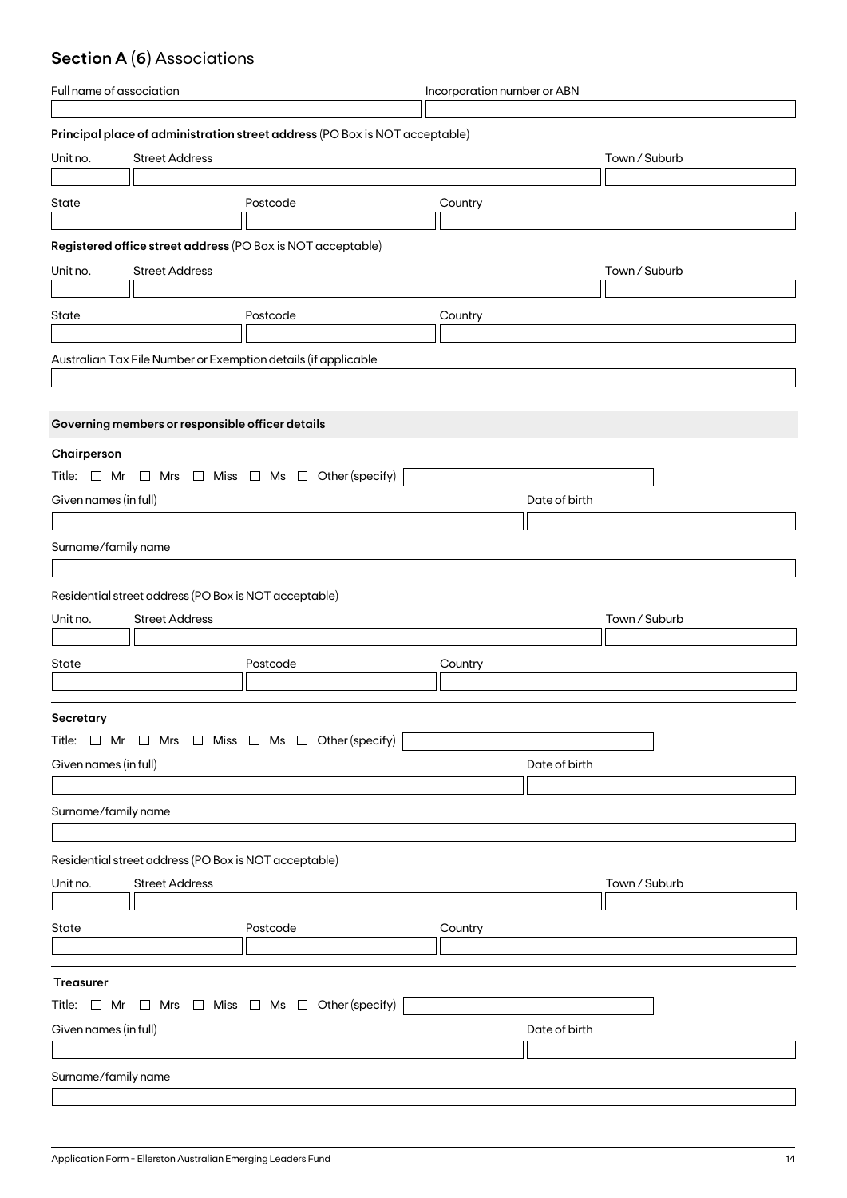## Section A (6) Associations

Full name of association

Incorporation number or ABN

**Principal place of administration street address** (PO Box is NOT acceptable)

Unit no. | Street Address | Town / Suburb

State | Postcode | Country

**Registered office street address** (PO Box is NOT acceptable)

Unit no. | Street Address | Town / Suburb

State | Postcode | Country

Australian Tax File Number or Exemption details (if applicable

### Governing members or responsible officer details

**Chairperson**

Title: ☐ Mr ☐ Mrs ☐ Miss ☐ Ms ☐ Other (specify)

Given names (in full) | Date of birth

Surname/family name

Residential street address (PO Box is NOT acceptable)

Unit no. | Street Address | Town / Suburb

State | Postcode | Country

**Secretary**

Title: ☐ Mr ☐ Mrs ☐ Miss ☐ Ms ☐ Other (specify)

Given names (in full) | Date of birth

Surname/family name

Residential street address (PO Box is NOT acceptable)

Unit no. | Street Address | Town / Suburb

State | Postcode | Country

**Treasurer**

Title: ☐ Mr ☐ Mrs ☐ Miss ☐ Ms ☐ Other (specify)

Given names (in full) | Date of birth

Surname/family name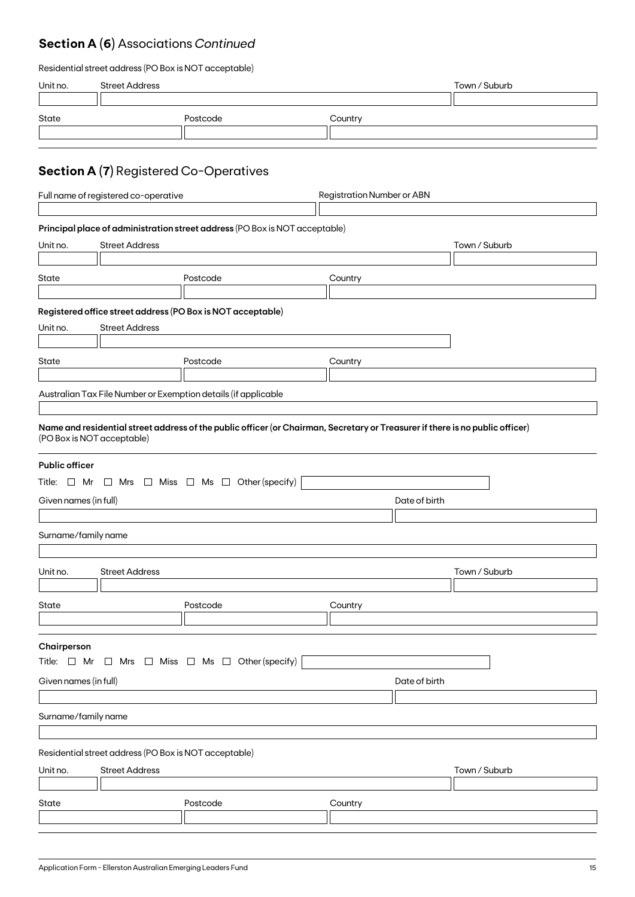## **Section A (6)** Associations *Continued*

Residential street address (PO Box is NOT acceptable)

| Unit no. | Street Address | Town / Suburb |
| --- | --- | --- |
| | | |

| State | Postcode | Country |
| --- | --- | --- |
| | | |

## **Section A (7)** Registered Co-Operatives

| Full name of registered co-operative | Registration Number or ABN |
| --- | --- |
| | |

**Principal place of administration street address** (PO Box is NOT acceptable)

| Unit no. | Street Address | Town / Suburb |
| --- | --- | --- |
| | | |

| State | Postcode | Country |
| --- | --- | --- |
| | | |

**Registered office street address (PO Box is NOT acceptable)**

| Unit no. | Street Address |
| --- | --- |
| | |

| State | Postcode | Country |
| --- | --- | --- |
| | | |

Australian Tax File Number or Exemption details (if applicable

| |
| --- |
| |

**Name and residential street address of the public officer (or Chairman, Secretary or Treasurer if there is no public officer)** (PO Box is NOT acceptable)

**Public officer**

Title: ☐ Mr ☐ Mrs ☐ Miss ☐ Ms ☐ Other (specify) ______

| Given names (in full) | Date of birth |
| --- | --- |
| | |

| Surname/family name |
| --- |
| |

| Unit no. | Street Address | Town / Suburb |
| --- | --- | --- |
| | | |

| State | Postcode | Country |
| --- | --- | --- |
| | | |

**Chairperson**

Title: ☐ Mr ☐ Mrs ☐ Miss ☐ Ms ☐ Other (specify) ______

| Given names (in full) | Date of birth |
| --- | --- |
| | |

| Surname/family name |
| --- |
| |

Residential street address (PO Box is NOT acceptable)

| Unit no. | Street Address | Town / Suburb |
| --- | --- | --- |
| | | |

| State | Postcode | Country |
| --- | --- | --- |
| | | |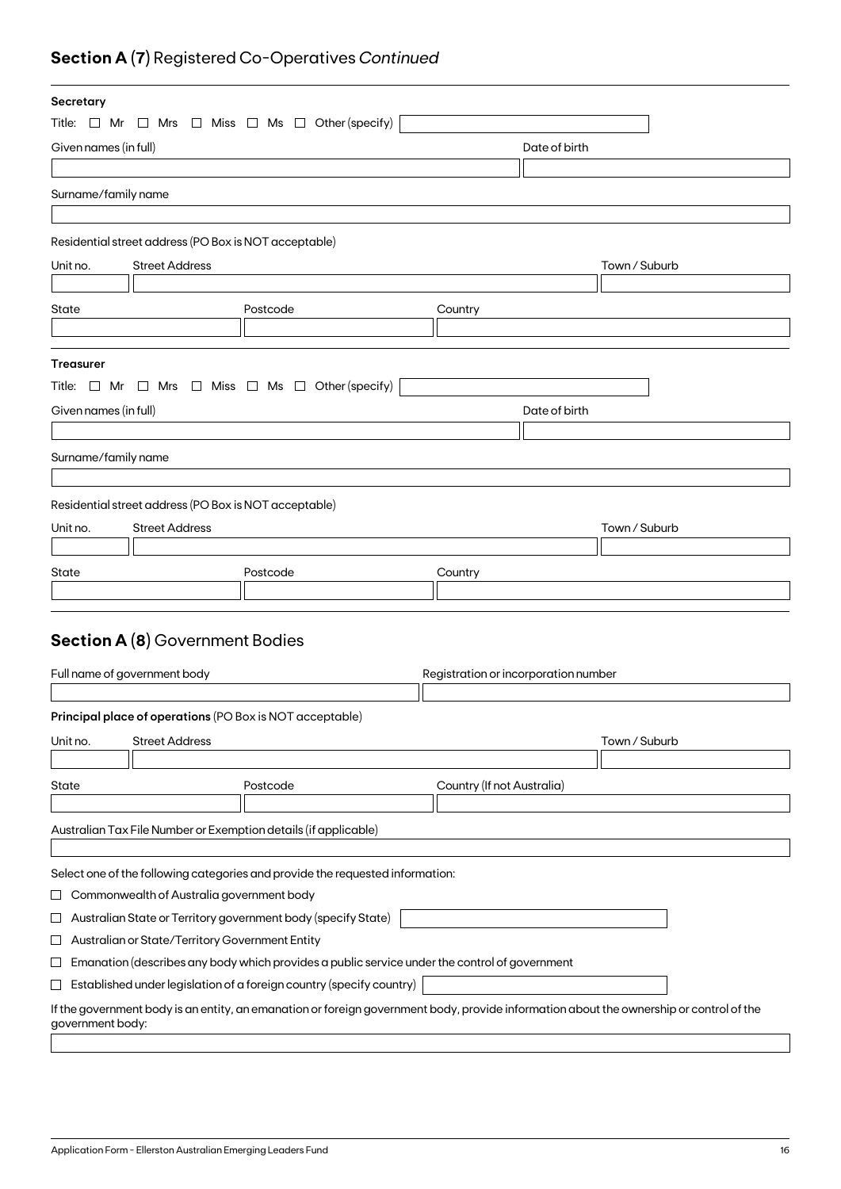## Section A (7) Registered Co-Operatives *Continued*

**Secretary**

Title: ☐ Mr ☐ Mrs ☐ Miss ☐ Ms ☐ Other (specify)

Given names (in full)

Date of birth

Surname/family name

Residential street address (PO Box is NOT acceptable)

Unit no.

Street Address

Town / Suburb

State

Postcode

Country

**Treasurer**

Title: ☐ Mr ☐ Mrs ☐ Miss ☐ Ms ☐ Other (specify)

Given names (in full)

Date of birth

Surname/family name

Residential street address (PO Box is NOT acceptable)

Unit no.

Street Address

Town / Suburb

State

Postcode

Country

## Section A (8) Government Bodies

Full name of government body

Registration or incorporation number

**Principal place of operations** (PO Box is NOT acceptable)

Unit no.

Street Address

Town / Suburb

State

Postcode

Country (If not Australia)

Australian Tax File Number or Exemption details (if applicable)

Select one of the following categories and provide the requested information:

☐ Commonwealth of Australia government body

☐ Australian State or Territory government body (specify State)

☐ Australian or State/Territory Government Entity

☐ Emanation (describes any body which provides a public service under the control of government

☐ Established under legislation of a foreign country (specify country)

If the government body is an entity, an emanation or foreign government body, provide information about the ownership or control of the government body: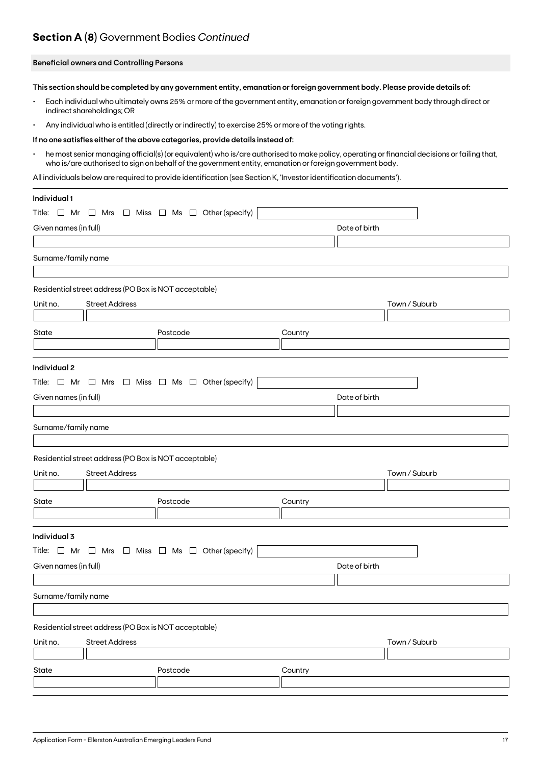## Section A (8) Government Bodies *Continued*

**Beneficial owners and Controlling Persons**

**This section should be completed by any government entity, emanation or foreign government body. Please provide details of:**

- Each individual who ultimately owns 25% or more of the government entity, emanation or foreign government body through direct or indirect shareholdings; OR
- Any individual who is entitled (directly or indirectly) to exercise 25% or more of the voting rights.

**If no one satisfies either of the above categories, provide details instead of:**

- he most senior managing official(s) (or equivalent) who is/are authorised to make policy, operating or financial decisions or failing that, who is/are authorised to sign on behalf of the government entity, emanation or foreign government body.

All individuals below are required to provide identification (see Section K, 'Investor identification documents').

**Individual 1**

Title: ☐ Mr ☐ Mrs ☐ Miss ☐ Ms ☐ Other (specify)

Given names (in full)

Date of birth

Surname/family name

Residential street address (PO Box is NOT acceptable)

Unit no.

Street Address

Town / Suburb

State

Postcode

Country

**Individual 2**

Title: ☐ Mr ☐ Mrs ☐ Miss ☐ Ms ☐ Other (specify)

Given names (in full)

Date of birth

Surname/family name

Residential street address (PO Box is NOT acceptable)

Unit no.

Street Address

Town / Suburb

State

Postcode

Country

**Individual 3**

Title: ☐ Mr ☐ Mrs ☐ Miss ☐ Ms ☐ Other (specify)

Given names (in full)

Date of birth

Surname/family name

Residential street address (PO Box is NOT acceptable)

Unit no.

Street Address

Town / Suburb

State

Postcode

Country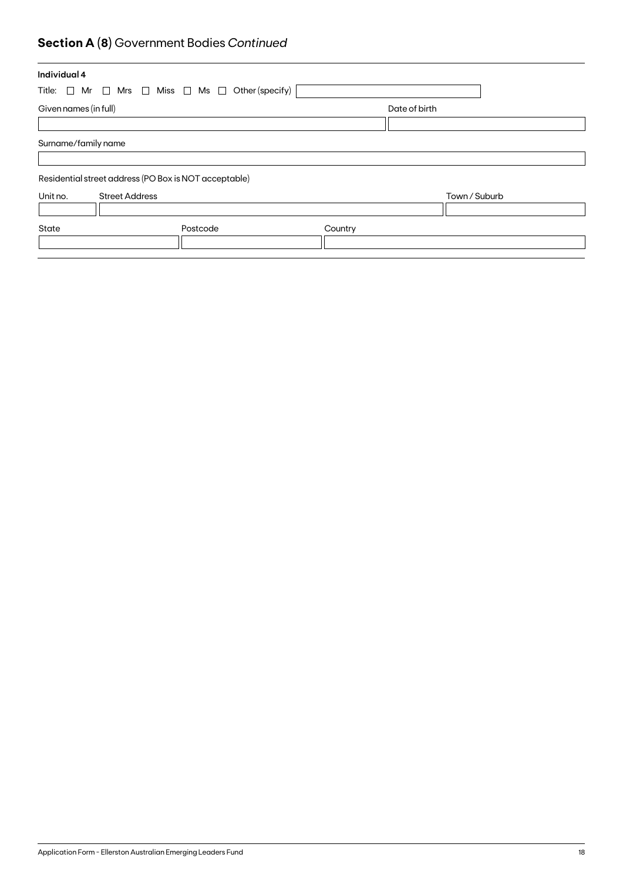## **Section A** (**8**) Government Bodies *Continued*

**Individual 4**

Title: ☐ Mr ☐ Mrs ☐ Miss ☐ Ms ☐ Other (specify)

Given names (in full)

Date of birth

Surname/family name

Residential street address (PO Box is NOT acceptable)

Unit no.

Street Address

Town / Suburb

State

Postcode

Country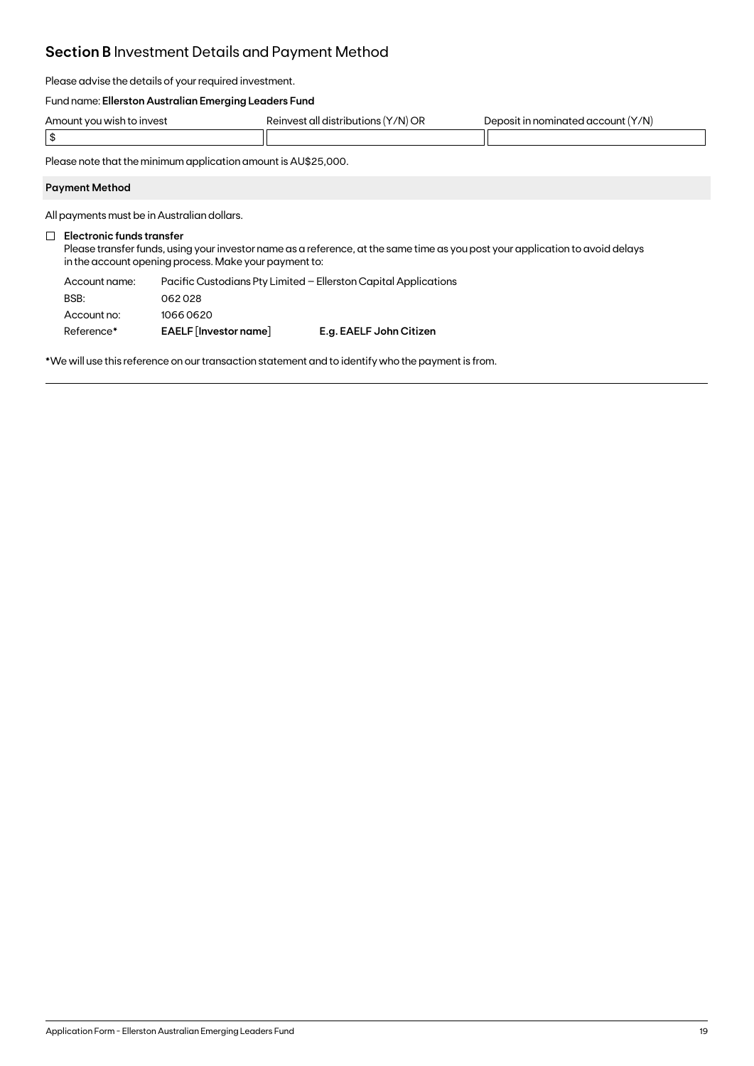## **Section B** Investment Details and Payment Method

Please advise the details of your required investment.

Fund name: **Ellerston Australian Emerging Leaders Fund**

| Amount you wish to invest | Reinvest all distributions (Y/N) OR | Deposit in nominated account (Y/N) |
|---|---|---|
| $ | | |

Please note that the minimum application amount is AU$25,000.

### Payment Method

All payments must be in Australian dollars.

☐ **Electronic funds transfer**

Please transfer funds, using your investor name as a reference, at the same time as you post your application to avoid delays in the account opening process. Make your payment to:

| | | |
|---|---|---|
| Account name: | Pacific Custodians Pty Limited – Ellerston Capital Applications | |
| BSB: | 062 028 | |
| Account no: | 1066 0620 | |
| Reference* | **EAELF [Investor name]** | **E.g. EAELF John Citizen** |

*We will use this reference on our transaction statement and to identify who the payment is from.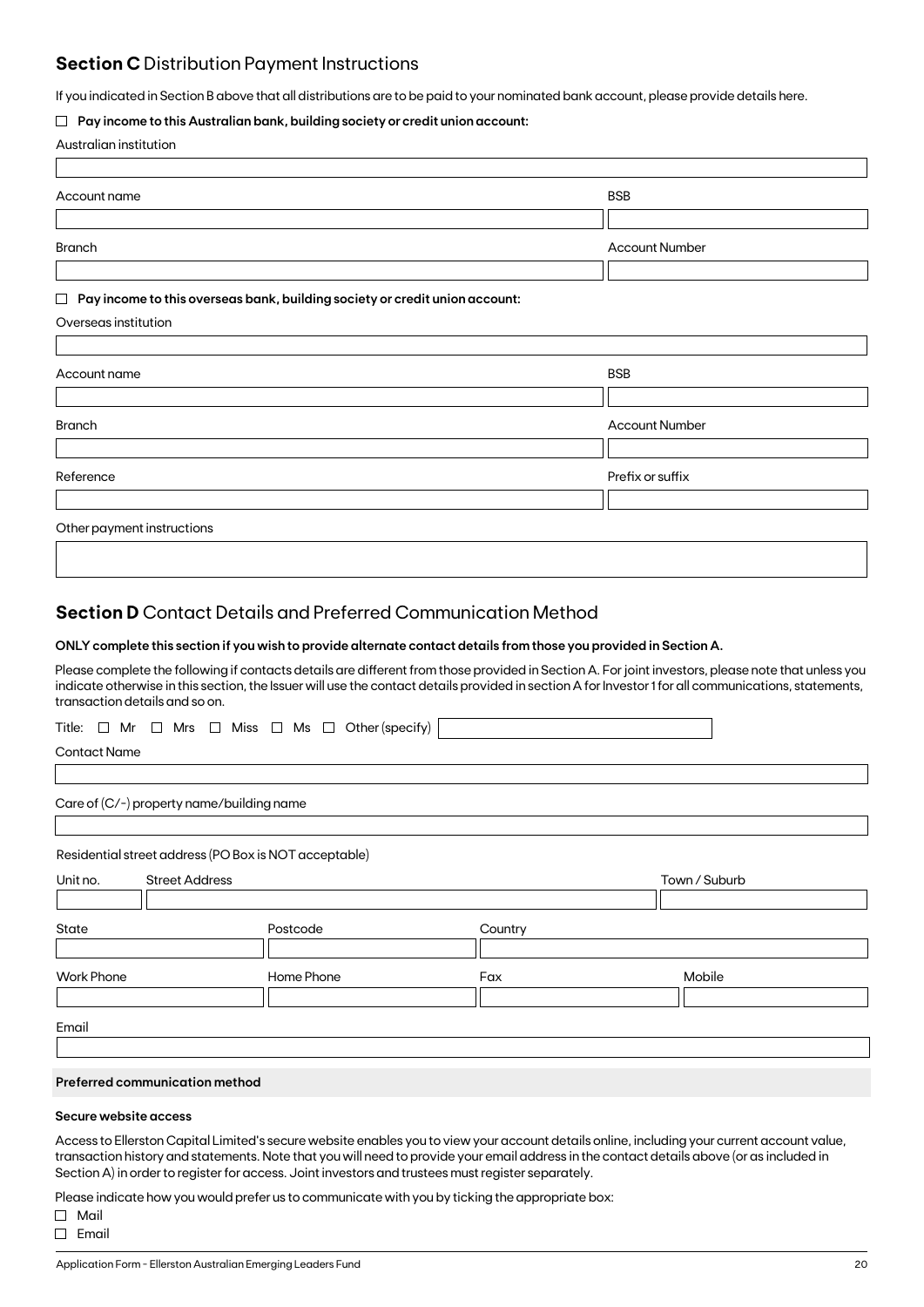## **Section C** Distribution Payment Instructions

If you indicated in Section B above that all distributions are to be paid to your nominated bank account, please provide details here.

☐ **Pay income to this Australian bank, building society or credit union account:**

Australian institution

Account name

BSB

Branch

Account Number

☐ **Pay income to this overseas bank, building society or credit union account:**

Overseas institution

Account name

BSB

Branch

Account Number

Reference

Prefix or suffix

Other payment instructions

## **Section D** Contact Details and Preferred Communication Method

**ONLY complete this section if you wish to provide alternate contact details from those you provided in Section A.**

Please complete the following if contacts details are different from those provided in Section A. For joint investors, please note that unless you indicate otherwise in this section, the Issuer will use the contact details provided in section A for Investor 1 for all communications, statements, transaction details and so on.

Title: ☐ Mr ☐ Mrs ☐ Miss ☐ Ms ☐ Other (specify)

Contact Name

Care of (C/-) property name/building name

Residential street address (PO Box is NOT acceptable)

Unit no. | Street Address | Town / Suburb

State | Postcode | Country

Work Phone | Home Phone | Fax | Mobile

Email

**Preferred communication method**

**Secure website access**

Access to Ellerston Capital Limited's secure website enables you to view your account details online, including your current account value, transaction history and statements. Note that you will need to provide your email address in the contact details above (or as included in Section A) in order to register for access. Joint investors and trustees must register separately.

Please indicate how you would prefer us to communicate with you by ticking the appropriate box:

☐ Mail

☐ Email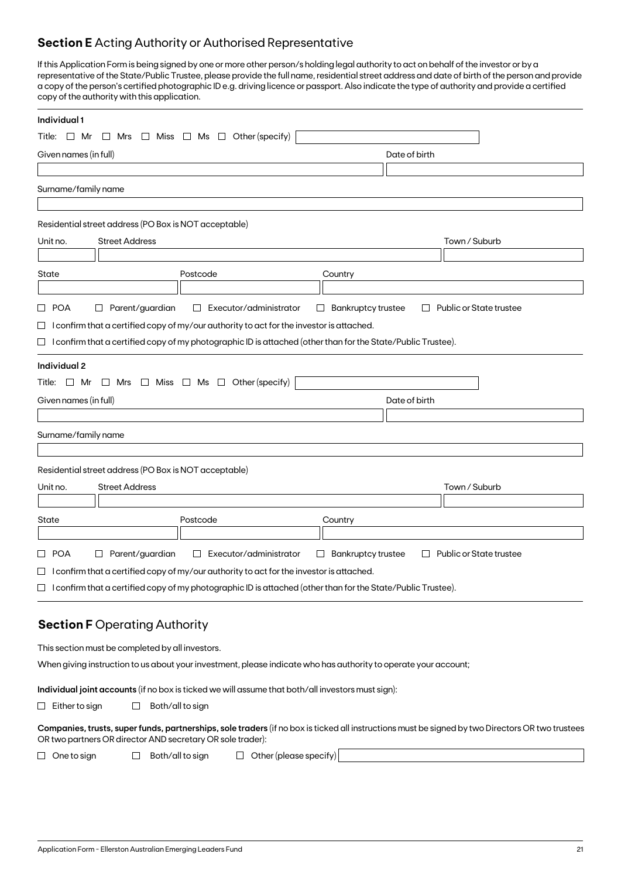## **Section E** Acting Authority or Authorised Representative

If this Application Form is being signed by one or more other person/s holding legal authority to act on behalf of the investor or by a representative of the State/Public Trustee, please provide the full name, residential street address and date of birth of the person and provide a copy of the person's certified photographic ID e.g. driving licence or passport. Also indicate the type of authority and provide a certified copy of the authority with this application.

**Individual 1**

Title: ☐ Mr ☐ Mrs ☐ Miss ☐ Ms ☐ Other (specify) \_\_\_\_\_\_\_\_\_\_

Given names (in full) \_\_\_\_\_\_\_\_\_\_ Date of birth \_\_\_\_\_\_\_\_\_\_

Surname/family name \_\_\_\_\_\_\_\_\_\_

Residential street address (PO Box is NOT acceptable)

Unit no. \_\_\_\_ Street Address \_\_\_\_\_\_\_\_\_\_ Town / Suburb \_\_\_\_\_\_\_\_\_\_

State \_\_\_\_ Postcode \_\_\_\_ Country \_\_\_\_\_\_\_\_\_\_

☐ POA ☐ Parent/guardian ☐ Executor/administrator ☐ Bankruptcy trustee ☐ Public or State trustee

☐ I confirm that a certified copy of my/our authority to act for the investor is attached.

☐ I confirm that a certified copy of my photographic ID is attached (other than for the State/Public Trustee).

**Individual 2**

Title: ☐ Mr ☐ Mrs ☐ Miss ☐ Ms ☐ Other (specify) \_\_\_\_\_\_\_\_\_\_

Given names (in full) \_\_\_\_\_\_\_\_\_\_ Date of birth \_\_\_\_\_\_\_\_\_\_

Surname/family name \_\_\_\_\_\_\_\_\_\_

Residential street address (PO Box is NOT acceptable)

Unit no. \_\_\_\_ Street Address \_\_\_\_\_\_\_\_\_\_ Town / Suburb \_\_\_\_\_\_\_\_\_\_

State \_\_\_\_ Postcode \_\_\_\_ Country \_\_\_\_\_\_\_\_\_\_

☐ POA ☐ Parent/guardian ☐ Executor/administrator ☐ Bankruptcy trustee ☐ Public or State trustee

☐ I confirm that a certified copy of my/our authority to act for the investor is attached.

☐ I confirm that a certified copy of my photographic ID is attached (other than for the State/Public Trustee).

## **Section F** Operating Authority

This section must be completed by all investors.

When giving instruction to us about your investment, please indicate who has authority to operate your account;

**Individual joint accounts** (if no box is ticked we will assume that both/all investors must sign):

☐ Either to sign ☐ Both/all to sign

**Companies, trusts, super funds, partnerships, sole traders** (if no box is ticked all instructions must be signed by two Directors OR two trustees OR two partners OR director AND secretary OR sole trader):

☐ One to sign ☐ Both/all to sign ☐ Other (please specify) \_\_\_\_\_\_\_\_\_\_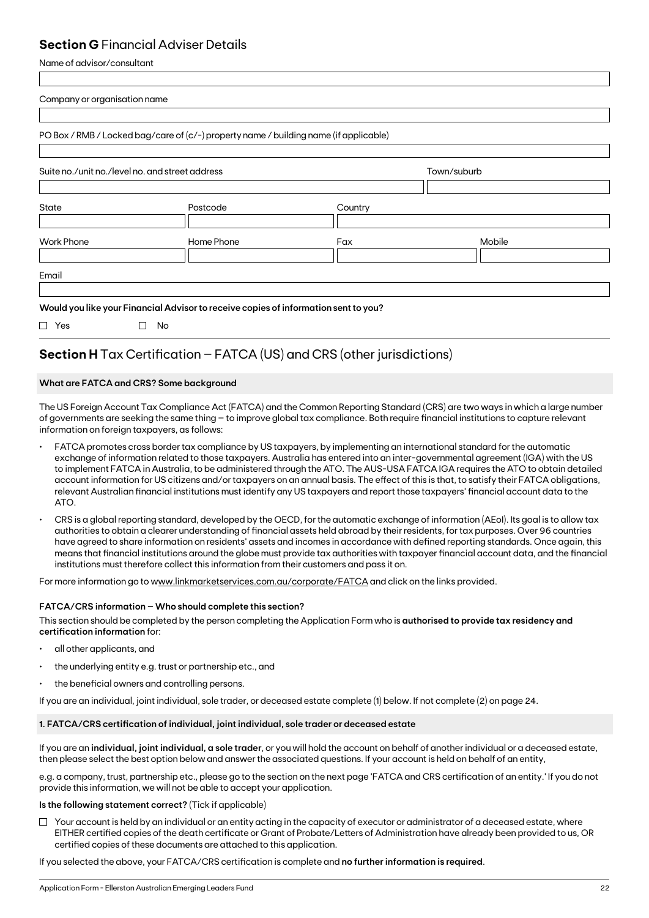## **Section G** Financial Adviser Details

Name of advisor/consultant

Company or organisation name

PO Box / RMB / Locked bag/care of (c/-) property name / building name (if applicable)

Suite no./unit no./level no. and street address

Town/suburb

State

Postcode

Country

Work Phone

Home Phone

Fax

Mobile

Email

**Would you like your Financial Advisor to receive copies of information sent to you?**

☐ Yes ☐ No

## **Section H** Tax Certification – FATCA (US) and CRS (other jurisdictions)

### What are FATCA and CRS? Some background

The US Foreign Account Tax Compliance Act (FATCA) and the Common Reporting Standard (CRS) are two ways in which a large number of governments are seeking the same thing – to improve global tax compliance. Both require financial institutions to capture relevant information on foreign taxpayers, as follows:

- FATCA promotes cross border tax compliance by US taxpayers, by implementing an international standard for the automatic exchange of information related to those taxpayers. Australia has entered into an inter-governmental agreement (IGA) with the US to implement FATCA in Australia, to be administered through the ATO. The AUS-USA FATCA IGA requires the ATO to obtain detailed account information for US citizens and/or taxpayers on an annual basis. The effect of this is that, to satisfy their FATCA obligations, relevant Australian financial institutions must identify any US taxpayers and report those taxpayers' financial account data to the ATO.
- CRS is a global reporting standard, developed by the OECD, for the automatic exchange of information (AEoI). Its goal is to allow tax authorities to obtain a clearer understanding of financial assets held abroad by their residents, for tax purposes. Over 96 countries have agreed to share information on residents' assets and incomes in accordance with defined reporting standards. Once again, this means that financial institutions around the globe must provide tax authorities with taxpayer financial account data, and the financial institutions must therefore collect this information from their customers and pass it on.

For more information go to www.linkmarketservices.com.au/corporate/FATCA and click on the links provided.

### FATCA/CRS information – Who should complete this section?

This section should be completed by the person completing the Application Form who is **authorised to provide tax residency and certification information** for:

- all other applicants, and
- the underlying entity e.g. trust or partnership etc., and
- the beneficial owners and controlling persons.

If you are an individual, joint individual, sole trader, or deceased estate complete (1) below. If not complete (2) on page 24.

### 1. FATCA/CRS certification of individual, joint individual, sole trader or deceased estate

If you are an **individual, joint individual, a sole trader**, or you will hold the account on behalf of another individual or a deceased estate, then please select the best option below and answer the associated questions. If your account is held on behalf of an entity,

e.g. a company, trust, partnership etc., please go to the section on the next page 'FATCA and CRS certification of an entity.' If you do not provide this information, we will not be able to accept your application.

**Is the following statement correct?** (Tick if applicable)

☐ Your account is held by an individual or an entity acting in the capacity of executor or administrator of a deceased estate, where EITHER certified copies of the death certificate or Grant of Probate/Letters of Administration have already been provided to us, OR certified copies of these documents are attached to this application.

If you selected the above, your FATCA/CRS certification is complete and **no further information is required**.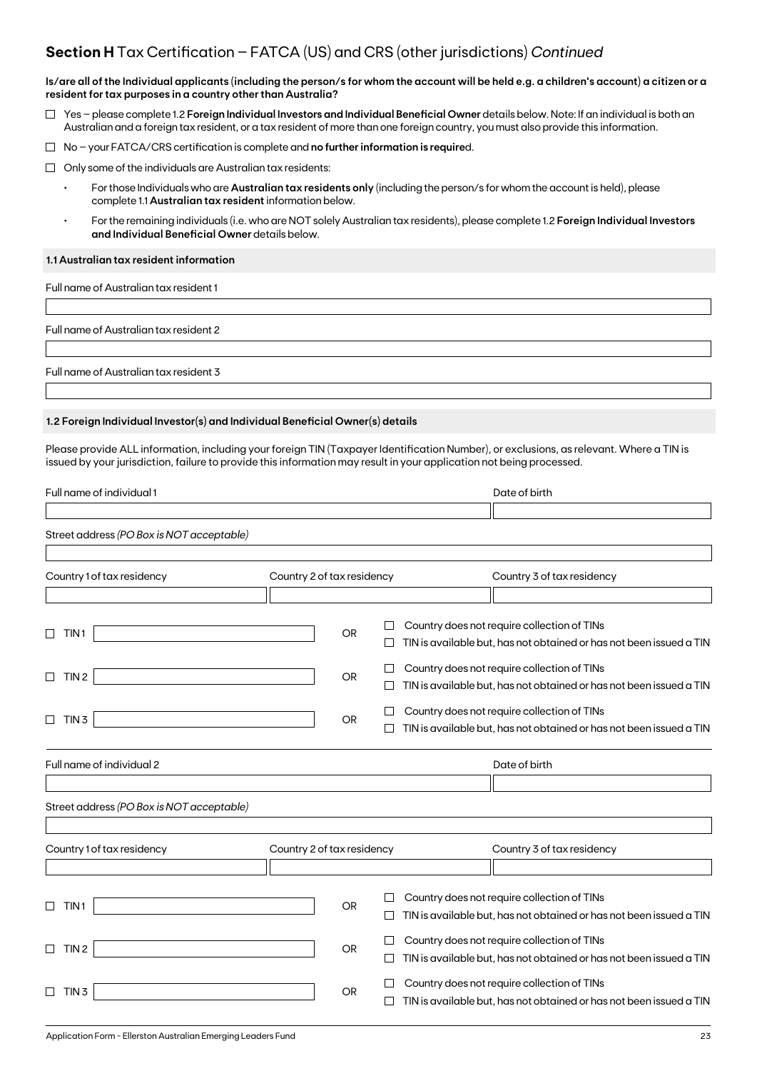## **Section H** Tax Certification – FATCA (US) and CRS (other jurisdictions) *Continued*

**Is/are all of the Individual applicants (including the person/s for whom the account will be held e.g. a children's account) a citizen or a resident for tax purposes in a country other than Australia?**

- ☐ Yes – please complete 1.2 **Foreign Individual Investors and Individual Beneficial Owner** details below. Note: If an individual is both an Australian and a foreign tax resident, or a tax resident of more than one foreign country, you must also provide this information.
- ☐ No – your FATCA/CRS certification is complete and **no further information is require**d.
- ☐ Only some of the individuals are Australian tax residents:
  - For those Individuals who are **Australian tax residents only** (including the person/s for whom the account is held), please complete 1.1 **Australian tax resident** information below.
  - For the remaining individuals (i.e. who are NOT solely Australian tax residents), please complete 1.2 **Foreign Individual Investors and Individual Beneficial Owner** details below.

### 1.1 Australian tax resident information

Full name of Australian tax resident 1

Full name of Australian tax resident 2

Full name of Australian tax resident 3

### 1.2 Foreign Individual Investor(s) and Individual Beneficial Owner(s) details

Please provide ALL information, including your foreign TIN (Taxpayer Identification Number), or exclusions, as relevant. Where a TIN is issued by your jurisdiction, failure to provide this information may result in your application not being processed.

Full name of individual 1 | Date of birth

Street address *(PO Box is NOT acceptable)*

Country 1 of tax residency | Country 2 of tax residency | Country 3 of tax residency

- ☐ TIN 1 ________ OR ☐ Country does not require collection of TINs ☐ TIN is available but, has not obtained or has not been issued a TIN
- ☐ TIN 2 ________ OR ☐ Country does not require collection of TINs ☐ TIN is available but, has not obtained or has not been issued a TIN
- ☐ TIN 3 ________ OR ☐ Country does not require collection of TINs ☐ TIN is available but, has not obtained or has not been issued a TIN

Full name of individual 2 | Date of birth

Street address *(PO Box is NOT acceptable)*

Country 1 of tax residency | Country 2 of tax residency | Country 3 of tax residency

- ☐ TIN 1 ________ OR ☐ Country does not require collection of TINs ☐ TIN is available but, has not obtained or has not been issued a TIN
- ☐ TIN 2 ________ OR ☐ Country does not require collection of TINs ☐ TIN is available but, has not obtained or has not been issued a TIN
- ☐ TIN 3 ________ OR ☐ Country does not require collection of TINs ☐ TIN is available but, has not obtained or has not been issued a TIN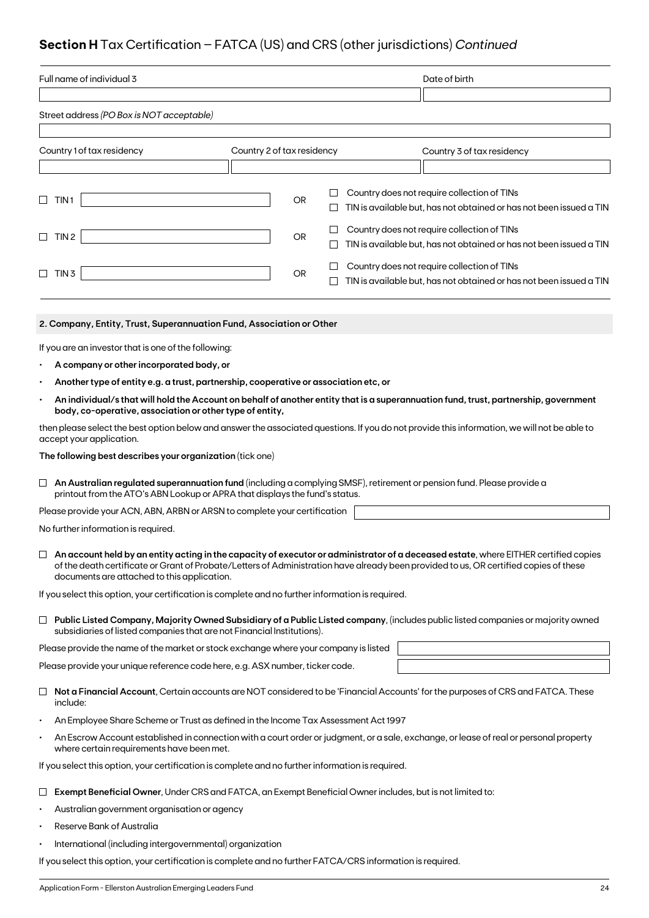## **Section H** Tax Certification – FATCA (US) and CRS (other jurisdictions) *Continued*

| Full name of individual 3 | Date of birth |
|---|---|
| | |

Street address *(PO Box is NOT acceptable)*

| Country 1 of tax residency | Country 2 of tax residency | Country 3 of tax residency |
|---|---|---|
| | | |

☐ TIN 1 ______ OR ☐ Country does not require collection of TINs
☐ TIN is available but, has not obtained or has not been issued a TIN

☐ TIN 2 ______ OR ☐ Country does not require collection of TINs
☐ TIN is available but, has not obtained or has not been issued a TIN

☐ TIN 3 ______ OR ☐ Country does not require collection of TINs
☐ TIN is available but, has not obtained or has not been issued a TIN

### 2. Company, Entity, Trust, Superannuation Fund, Association or Other

If you are an investor that is one of the following:

- **A company or other incorporated body, or**
- **Another type of entity e.g. a trust, partnership, cooperative or association etc, or**
- **An individual/s that will hold the Account on behalf of another entity that is a superannuation fund, trust, partnership, government body, co-operative, association or other type of entity,**

then please select the best option below and answer the associated questions. If you do not provide this information, we will not be able to accept your application.

**The following best describes your organization** (tick one)

☐ **An Australian regulated superannuation fund** (including a complying SMSF), retirement or pension fund. Please provide a printout from the ATO's ABN Lookup or APRA that displays the fund's status.

Please provide your ACN, ABN, ARBN or ARSN to complete your certification ______

No further information is required.

☐ **An account held by an entity acting in the capacity of executor or administrator of a deceased estate**, where EITHER certified copies of the death certificate or Grant of Probate/Letters of Administration have already been provided to us, OR certified copies of these documents are attached to this application.

If you select this option, your certification is complete and no further information is required.

☐ **Public Listed Company, Majority Owned Subsidiary of a Public Listed company**, (includes public listed companies or majority owned subsidiaries of listed companies that are not Financial Institutions).

Please provide the name of the market or stock exchange where your company is listed ______

Please provide your unique reference code here, e.g. ASX number, ticker code. ______

☐ **Not a Financial Account**, Certain accounts are NOT considered to be 'Financial Accounts' for the purposes of CRS and FATCA. These include:

- An Employee Share Scheme or Trust as defined in the Income Tax Assessment Act 1997
- An Escrow Account established in connection with a court order or judgment, or a sale, exchange, or lease of real or personal property where certain requirements have been met.

If you select this option, your certification is complete and no further information is required.

☐ **Exempt Beneficial Owner**, Under CRS and FATCA, an Exempt Beneficial Owner includes, but is not limited to:

- Australian government organisation or agency
- Reserve Bank of Australia
- International (including intergovernmental) organization

If you select this option, your certification is complete and no further FATCA/CRS information is required.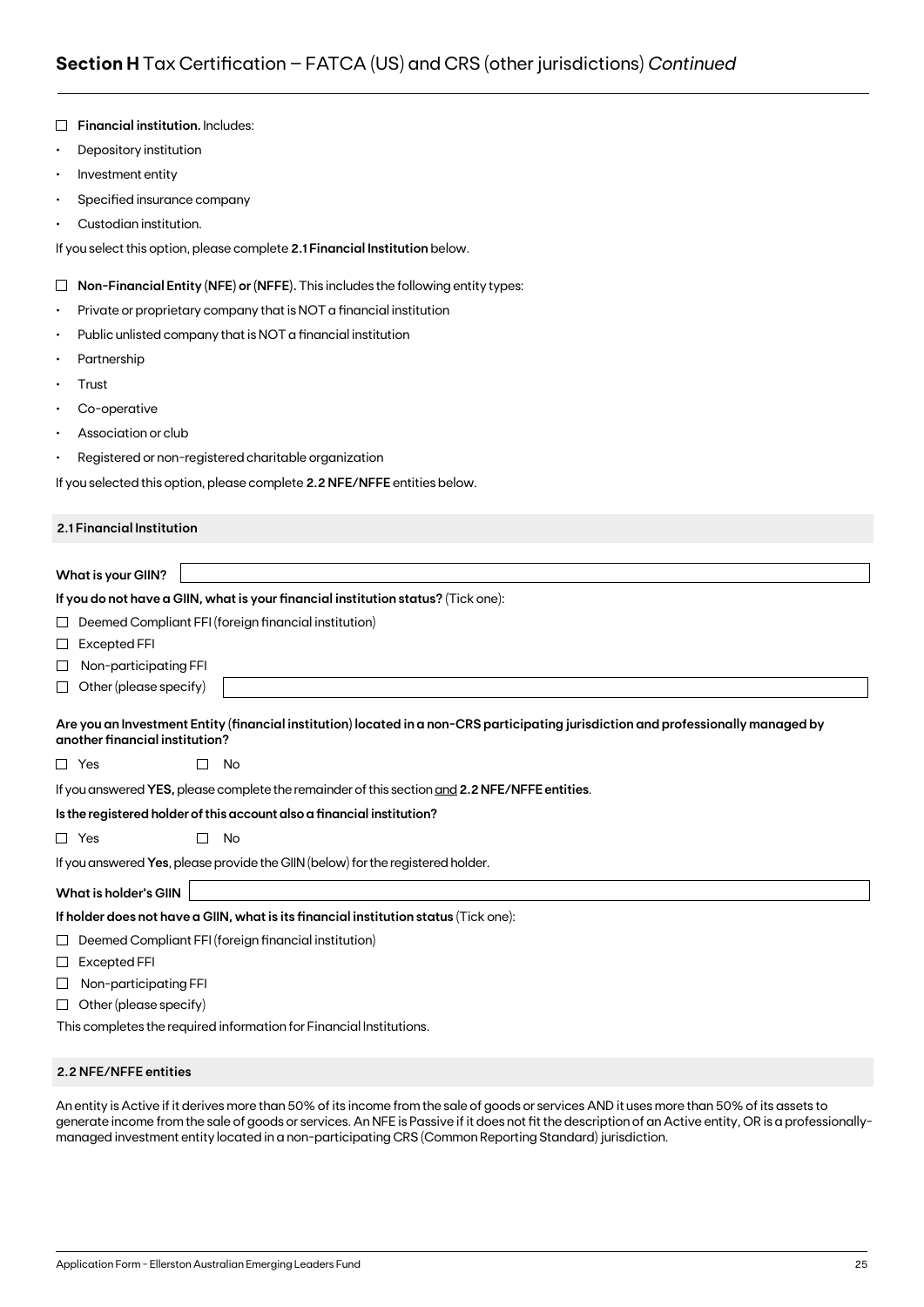## **Section H** Tax Certification – FATCA (US) and CRS (other jurisdictions) *Continued*

☐ **Financial institution.** Includes:

- Depository institution
- Investment entity
- Specified insurance company
- Custodian institution.

If you select this option, please complete **2.1 Financial Institution** below.

☐ **Non-Financial Entity (NFE) or (NFFE).** This includes the following entity types:

- Private or proprietary company that is NOT a financial institution
- Public unlisted company that is NOT a financial institution
- Partnership
- Trust
- Co-operative
- Association or club
- Registered or non-registered charitable organization

If you selected this option, please complete **2.2 NFE/NFFE** entities below.

### 2.1 Financial Institution

**What is your GIIN?** ____________________

**If you do not have a GIIN, what is your financial institution status?** (Tick one):

☐ Deemed Compliant FFI (foreign financial institution)

☐ Excepted FFI

☐ Non-participating FFI

☐ Other (please specify) ____________________

**Are you an Investment Entity (financial institution) located in a non-CRS participating jurisdiction and professionally managed by another financial institution?**

☐ Yes ☐ No

If you answered **YES,** please complete the remainder of this section and **2.2 NFE/NFFE entities**.

**Is the registered holder of this account also a financial institution?**

☐ Yes ☐ No

If you answered **Yes**, please provide the GIIN (below) for the registered holder.

**What is holder's GIIN** ____________________

**If holder does not have a GIIN, what is its financial institution status** (Tick one):

☐ Deemed Compliant FFI (foreign financial institution)

☐ Excepted FFI

☐ Non-participating FFI

☐ Other (please specify)

This completes the required information for Financial Institutions.

### 2.2 NFE/NFFE entities

An entity is Active if it derives more than 50% of its income from the sale of goods or services AND it uses more than 50% of its assets to generate income from the sale of goods or services. An NFE is Passive if it does not fit the description of an Active entity, OR is a professionally-managed investment entity located in a non-participating CRS (Common Reporting Standard) jurisdiction.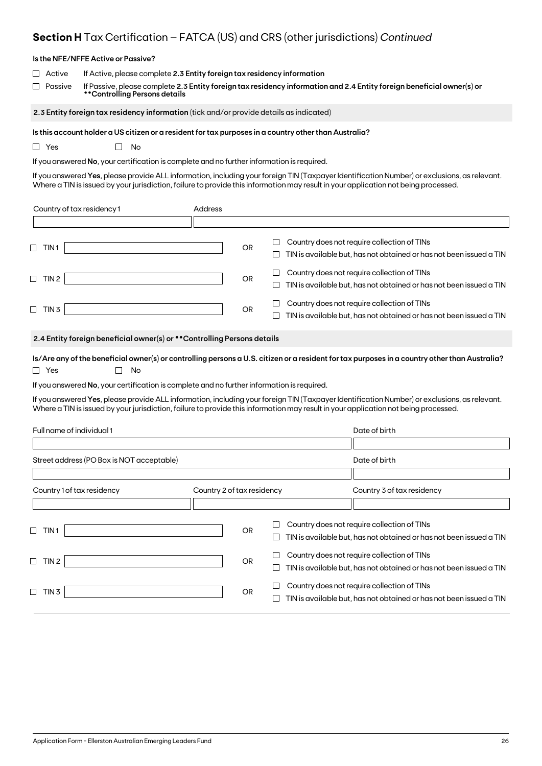## **Section H** Tax Certification – FATCA (US) and CRS (other jurisdictions) *Continued*

**Is the NFE/NFFE Active or Passive?**

☐ Active — If Active, please complete **2.3 Entity foreign tax residency information**

☐ Passive — If Passive, please complete **2.3 Entity foreign tax residency information and 2.4 Entity foreign beneficial owner(s) or **Controlling Persons details**

### **2.3 Entity foreign tax residency information** (tick and/or provide details as indicated)

**Is this account holder a US citizen or a resident for tax purposes in a country other than Australia?**

☐ Yes ☐ No

If you answered **No**, your certification is complete and no further information is required.

If you answered **Yes**, please provide ALL information, including your foreign TIN (Taxpayer Identification Number) or exclusions, as relevant. Where a TIN is issued by your jurisdiction, failure to provide this information may result in your application not being processed.

| Country of tax residency 1 | Address |
|---|---|
| | |

| | | | |
|---|---|---|---|
| ☐ TIN 1 | | OR | ☐ Country does not require collection of TINs<br>☐ TIN is available but, has not obtained or has not been issued a TIN |
| ☐ TIN 2 | | OR | ☐ Country does not require collection of TINs<br>☐ TIN is available but, has not obtained or has not been issued a TIN |
| ☐ TIN 3 | | OR | ☐ Country does not require collection of TINs<br>☐ TIN is available but, has not obtained or has not been issued a TIN |

### **2.4 Entity foreign beneficial owner(s) or **Controlling Persons details**

**Is/Are any of the beneficial owner(s) or controlling persons a U.S. citizen or a resident for tax purposes in a country other than Australia?**

☐ Yes ☐ No

If you answered **No**, your certification is complete and no further information is required.

If you answered **Yes**, please provide ALL information, including your foreign TIN (Taxpayer Identification Number) or exclusions, as relevant. Where a TIN is issued by your jurisdiction, failure to provide this information may result in your application not being processed.

| Full name of individual 1 | | Date of birth |
|---|---|---|
| | | |
| Street address (PO Box is NOT acceptable) | | Date of birth |
| | | |
| Country 1 of tax residency | Country 2 of tax residency | Country 3 of tax residency |
| | | |

| | | | |
|---|---|---|---|
| ☐ TIN 1 | | OR | ☐ Country does not require collection of TINs<br>☐ TIN is available but, has not obtained or has not been issued a TIN |
| ☐ TIN 2 | | OR | ☐ Country does not require collection of TINs<br>☐ TIN is available but, has not obtained or has not been issued a TIN |
| ☐ TIN 3 | | OR | ☐ Country does not require collection of TINs<br>☐ TIN is available but, has not obtained or has not been issued a TIN |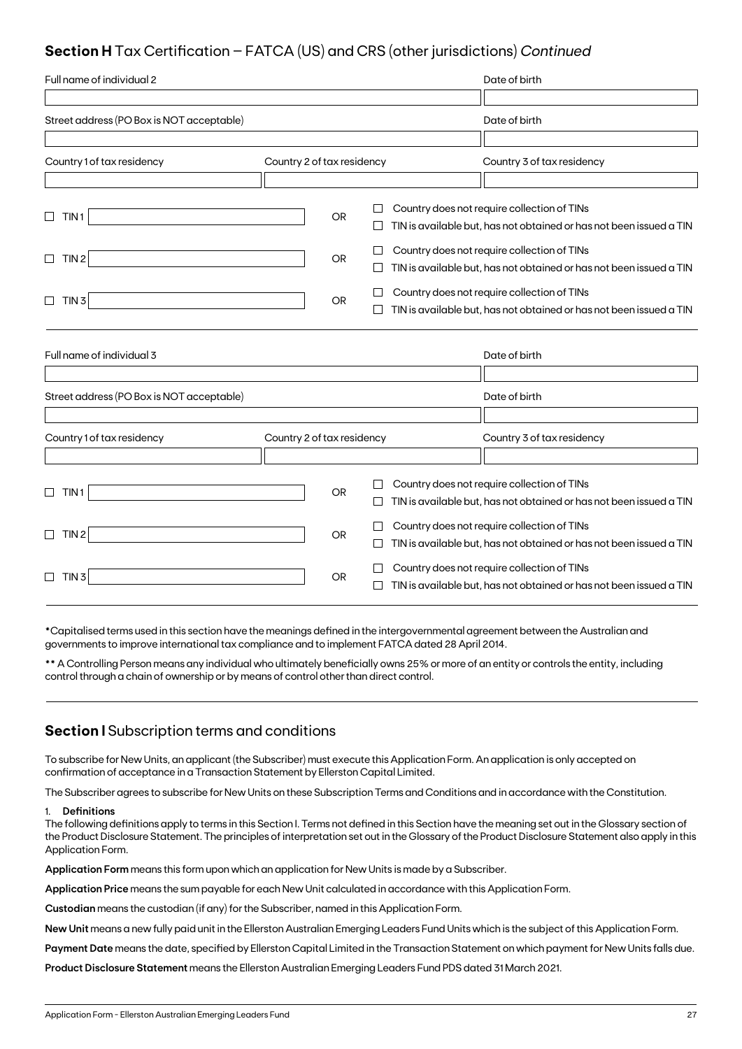## Section H Tax Certification – FATCA (US) and CRS (other jurisdictions) *Continued*

| Full name of individual 2 | | Date of birth |
|---|---|---|
| | | |
| Street address (PO Box is NOT acceptable) | | Date of birth |
| | | |
| Country 1 of tax residency | Country 2 of tax residency | Country 3 of tax residency |
| | | |

☐ TIN 1 ________ OR ☐ Country does not require collection of TINs ☐ TIN is available but, has not obtained or has not been issued a TIN

☐ TIN 2 ________ OR ☐ Country does not require collection of TINs ☐ TIN is available but, has not obtained or has not been issued a TIN

☐ TIN 3 ________ OR ☐ Country does not require collection of TINs ☐ TIN is available but, has not obtained or has not been issued a TIN

| Full name of individual 3 | | Date of birth |
|---|---|---|
| | | |
| Street address (PO Box is NOT acceptable) | | Date of birth |
| | | |
| Country 1 of tax residency | Country 2 of tax residency | Country 3 of tax residency |
| | | |

☐ TIN 1 ________ OR ☐ Country does not require collection of TINs ☐ TIN is available but, has not obtained or has not been issued a TIN

☐ TIN 2 ________ OR ☐ Country does not require collection of TINs ☐ TIN is available but, has not obtained or has not been issued a TIN

☐ TIN 3 ________ OR ☐ Country does not require collection of TINs ☐ TIN is available but, has not obtained or has not been issued a TIN

*Capitalised terms used in this section have the meanings defined in the intergovernmental agreement between the Australian and governments to improve international tax compliance and to implement FATCA dated 28 April 2014.

** A Controlling Person means any individual who ultimately beneficially owns 25% or more of an entity or controls the entity, including control through a chain of ownership or by means of control other than direct control.

## Section I Subscription terms and conditions

To subscribe for New Units, an applicant (the Subscriber) must execute this Application Form. An application is only accepted on confirmation of acceptance in a Transaction Statement by Ellerston Capital Limited.

The Subscriber agrees to subscribe for New Units on these Subscription Terms and Conditions and in accordance with the Constitution.

1. **Definitions**

The following definitions apply to terms in this Section I. Terms not defined in this Section have the meaning set out in the Glossary section of the Product Disclosure Statement. The principles of interpretation set out in the Glossary of the Product Disclosure Statement also apply in this Application Form.

**Application Form** means this form upon which an application for New Units is made by a Subscriber.

**Application Price** means the sum payable for each New Unit calculated in accordance with this Application Form.

**Custodian** means the custodian (if any) for the Subscriber, named in this Application Form.

**New Unit** means a new fully paid unit in the Ellerston Australian Emerging Leaders Fund Units which is the subject of this Application Form.

**Payment Date** means the date, specified by Ellerston Capital Limited in the Transaction Statement on which payment for New Units falls due.

**Product Disclosure Statement** means the Ellerston Australian Emerging Leaders Fund PDS dated 31 March 2021.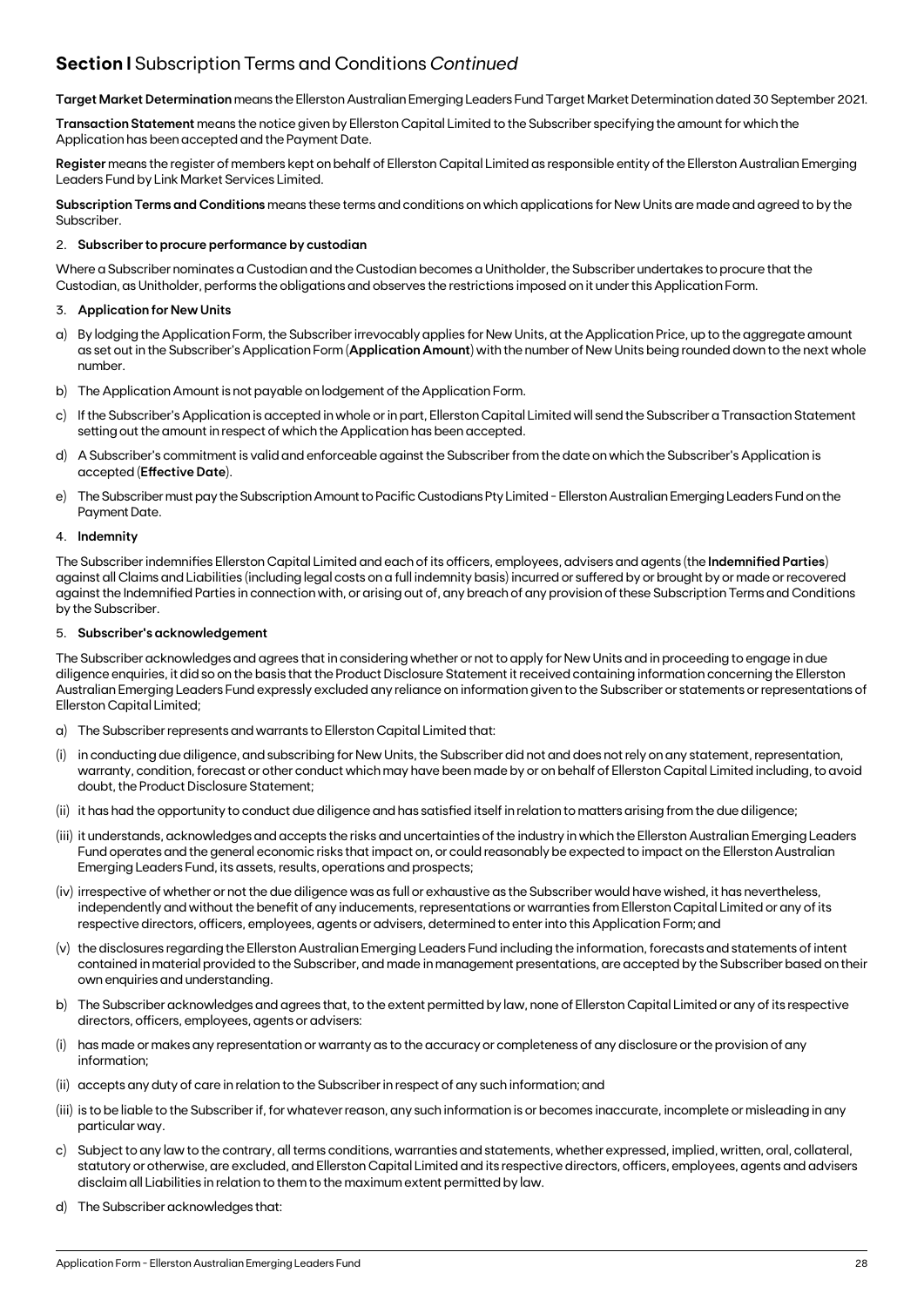## **Section I** Subscription Terms and Conditions *Continued*

**Target Market Determination** means the Ellerston Australian Emerging Leaders Fund Target Market Determination dated 30 September 2021.

**Transaction Statement** means the notice given by Ellerston Capital Limited to the Subscriber specifying the amount for which the Application has been accepted and the Payment Date.

**Register** means the register of members kept on behalf of Ellerston Capital Limited as responsible entity of the Ellerston Australian Emerging Leaders Fund by Link Market Services Limited.

**Subscription Terms and Conditions** means these terms and conditions on which applications for New Units are made and agreed to by the Subscriber.

2. **Subscriber to procure performance by custodian**

Where a Subscriber nominates a Custodian and the Custodian becomes a Unitholder, the Subscriber undertakes to procure that the Custodian, as Unitholder, performs the obligations and observes the restrictions imposed on it under this Application Form.

3. **Application for New Units**

a) By lodging the Application Form, the Subscriber irrevocably applies for New Units, at the Application Price, up to the aggregate amount as set out in the Subscriber's Application Form (**Application Amount**) with the number of New Units being rounded down to the next whole number.

b) The Application Amount is not payable on lodgement of the Application Form.

c) If the Subscriber's Application is accepted in whole or in part, Ellerston Capital Limited will send the Subscriber a Transaction Statement setting out the amount in respect of which the Application has been accepted.

d) A Subscriber's commitment is valid and enforceable against the Subscriber from the date on which the Subscriber's Application is accepted (**Effective Date**).

e) The Subscriber must pay the Subscription Amount to Pacific Custodians Pty Limited - Ellerston Australian Emerging Leaders Fund on the Payment Date.

4. **Indemnity**

The Subscriber indemnifies Ellerston Capital Limited and each of its officers, employees, advisers and agents (the **Indemnified Parties**) against all Claims and Liabilities (including legal costs on a full indemnity basis) incurred or suffered by or brought by or made or recovered against the Indemnified Parties in connection with, or arising out of, any breach of any provision of these Subscription Terms and Conditions by the Subscriber.

5. **Subscriber's acknowledgement**

The Subscriber acknowledges and agrees that in considering whether or not to apply for New Units and in proceeding to engage in due diligence enquiries, it did so on the basis that the Product Disclosure Statement it received containing information concerning the Ellerston Australian Emerging Leaders Fund expressly excluded any reliance on information given to the Subscriber or statements or representations of Ellerston Capital Limited;

a) The Subscriber represents and warrants to Ellerston Capital Limited that:

(i) in conducting due diligence, and subscribing for New Units, the Subscriber did not and does not rely on any statement, representation, warranty, condition, forecast or other conduct which may have been made by or on behalf of Ellerston Capital Limited including, to avoid doubt, the Product Disclosure Statement;

(ii) it has had the opportunity to conduct due diligence and has satisfied itself in relation to matters arising from the due diligence;

(iii) it understands, acknowledges and accepts the risks and uncertainties of the industry in which the Ellerston Australian Emerging Leaders Fund operates and the general economic risks that impact on, or could reasonably be expected to impact on the Ellerston Australian Emerging Leaders Fund, its assets, results, operations and prospects;

(iv) irrespective of whether or not the due diligence was as full or exhaustive as the Subscriber would have wished, it has nevertheless, independently and without the benefit of any inducements, representations or warranties from Ellerston Capital Limited or any of its respective directors, officers, employees, agents or advisers, determined to enter into this Application Form; and

(v) the disclosures regarding the Ellerston Australian Emerging Leaders Fund including the information, forecasts and statements of intent contained in material provided to the Subscriber, and made in management presentations, are accepted by the Subscriber based on their own enquiries and understanding.

b) The Subscriber acknowledges and agrees that, to the extent permitted by law, none of Ellerston Capital Limited or any of its respective directors, officers, employees, agents or advisers:

(i) has made or makes any representation or warranty as to the accuracy or completeness of any disclosure or the provision of any information;

(ii) accepts any duty of care in relation to the Subscriber in respect of any such information; and

(iii) is to be liable to the Subscriber if, for whatever reason, any such information is or becomes inaccurate, incomplete or misleading in any particular way.

c) Subject to any law to the contrary, all terms conditions, warranties and statements, whether expressed, implied, written, oral, collateral, statutory or otherwise, are excluded, and Ellerston Capital Limited and its respective directors, officers, employees, agents and advisers disclaim all Liabilities in relation to them to the maximum extent permitted by law.

d) The Subscriber acknowledges that: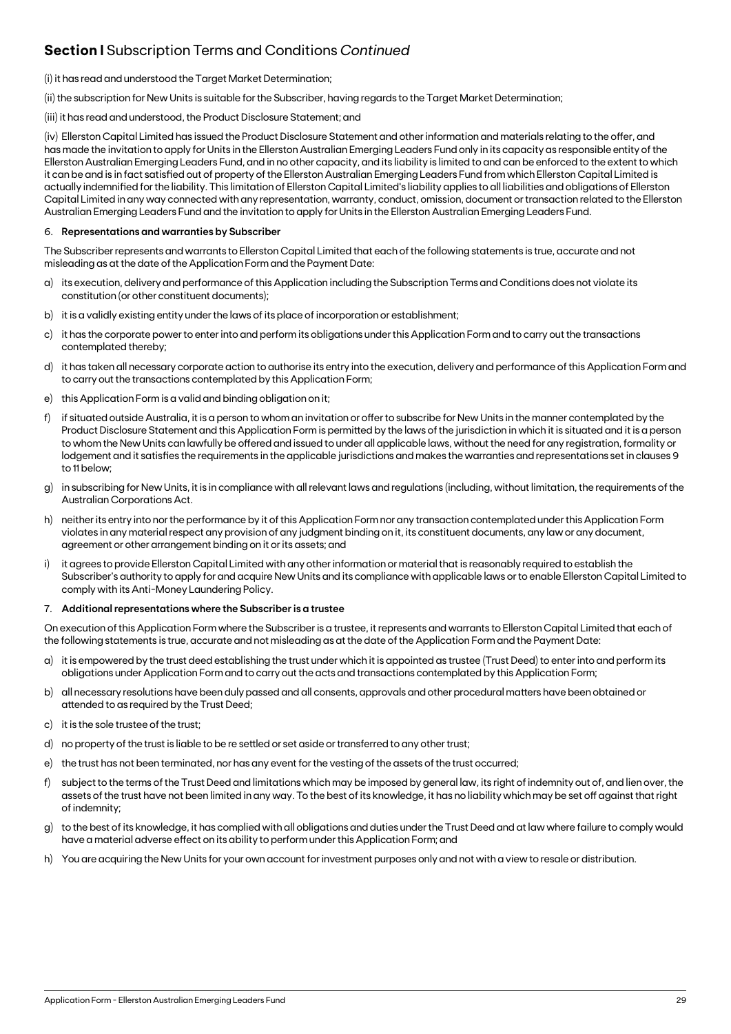## **Section I** Subscription Terms and Conditions *Continued*

(i) it has read and understood the Target Market Determination;

(ii) the subscription for New Units is suitable for the Subscriber, having regards to the Target Market Determination;

(iii) it has read and understood, the Product Disclosure Statement; and

(iv) Ellerston Capital Limited has issued the Product Disclosure Statement and other information and materials relating to the offer, and has made the invitation to apply for Units in the Ellerston Australian Emerging Leaders Fund only in its capacity as responsible entity of the Ellerston Australian Emerging Leaders Fund, and in no other capacity, and its liability is limited to and can be enforced to the extent to which it can be and is in fact satisfied out of property of the Ellerston Australian Emerging Leaders Fund from which Ellerston Capital Limited is actually indemnified for the liability. This limitation of Ellerston Capital Limited's liability applies to all liabilities and obligations of Ellerston Capital Limited in any way connected with any representation, warranty, conduct, omission, document or transaction related to the Ellerston Australian Emerging Leaders Fund and the invitation to apply for Units in the Ellerston Australian Emerging Leaders Fund.

6. **Representations and warranties by Subscriber**

The Subscriber represents and warrants to Ellerston Capital Limited that each of the following statements is true, accurate and not misleading as at the date of the Application Form and the Payment Date:

a) its execution, delivery and performance of this Application including the Subscription Terms and Conditions does not violate its constitution (or other constituent documents);

b) it is a validly existing entity under the laws of its place of incorporation or establishment;

c) it has the corporate power to enter into and perform its obligations under this Application Form and to carry out the transactions contemplated thereby;

d) it has taken all necessary corporate action to authorise its entry into the execution, delivery and performance of this Application Form and to carry out the transactions contemplated by this Application Form;

e) this Application Form is a valid and binding obligation on it;

f) if situated outside Australia, it is a person to whom an invitation or offer to subscribe for New Units in the manner contemplated by the Product Disclosure Statement and this Application Form is permitted by the laws of the jurisdiction in which it is situated and it is a person to whom the New Units can lawfully be offered and issued to under all applicable laws, without the need for any registration, formality or lodgement and it satisfies the requirements in the applicable jurisdictions and makes the warranties and representations set in clauses 9 to 11 below;

g) in subscribing for New Units, it is in compliance with all relevant laws and regulations (including, without limitation, the requirements of the Australian Corporations Act.

h) neither its entry into nor the performance by it of this Application Form nor any transaction contemplated under this Application Form violates in any material respect any provision of any judgment binding on it, its constituent documents, any law or any document, agreement or other arrangement binding on it or its assets; and

i) it agrees to provide Ellerston Capital Limited with any other information or material that is reasonably required to establish the Subscriber's authority to apply for and acquire New Units and its compliance with applicable laws or to enable Ellerston Capital Limited to comply with its Anti-Money Laundering Policy.

7. **Additional representations where the Subscriber is a trustee**

On execution of this Application Form where the Subscriber is a trustee, it represents and warrants to Ellerston Capital Limited that each of the following statements is true, accurate and not misleading as at the date of the Application Form and the Payment Date:

a) it is empowered by the trust deed establishing the trust under which it is appointed as trustee (Trust Deed) to enter into and perform its obligations under Application Form and to carry out the acts and transactions contemplated by this Application Form;

b) all necessary resolutions have been duly passed and all consents, approvals and other procedural matters have been obtained or attended to as required by the Trust Deed;

c) it is the sole trustee of the trust;

d) no property of the trust is liable to be re settled or set aside or transferred to any other trust;

e) the trust has not been terminated, nor has any event for the vesting of the assets of the trust occurred;

f) subject to the terms of the Trust Deed and limitations which may be imposed by general law, its right of indemnity out of, and lien over, the assets of the trust have not been limited in any way. To the best of its knowledge, it has no liability which may be set off against that right of indemnity;

g) to the best of its knowledge, it has complied with all obligations and duties under the Trust Deed and at law where failure to comply would have a material adverse effect on its ability to perform under this Application Form; and

h) You are acquiring the New Units for your own account for investment purposes only and not with a view to resale or distribution.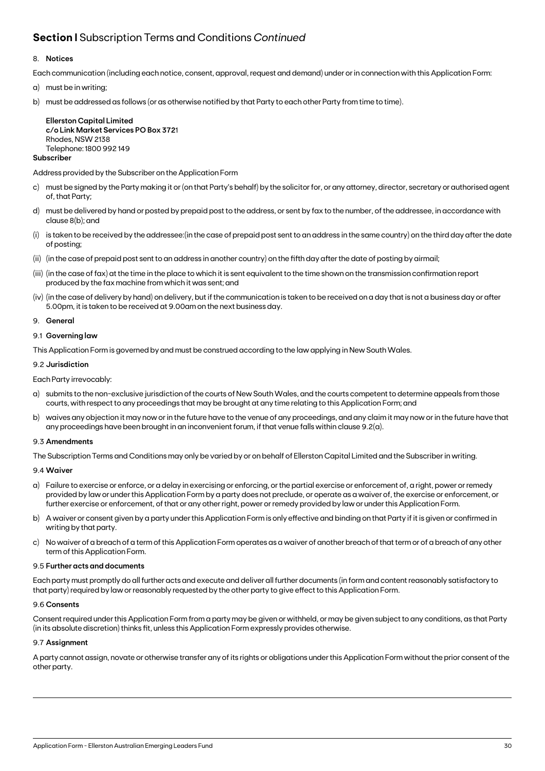## **Section I** Subscription Terms and Conditions *Continued*

8. **Notices**

Each communication (including each notice, consent, approval, request and demand) under or in connection with this Application Form:

a) must be in writing;

b) must be addressed as follows (or as otherwise notified by that Party to each other Party from time to time).

**Ellerston Capital Limited**
**c/o Link Market Services PO Box 372**1
Rhodes, NSW 2138
Telephone: 1800 992 149

**Subscriber**

Address provided by the Subscriber on the Application Form

c) must be signed by the Party making it or (on that Party's behalf) by the solicitor for, or any attorney, director, secretary or authorised agent of, that Party;

d) must be delivered by hand or posted by prepaid post to the address, or sent by fax to the number, of the addressee, in accordance with clause 8(b); and

(i) is taken to be received by the addressee:(in the case of prepaid post sent to an address in the same country) on the third day after the date of posting;

(ii) (in the case of prepaid post sent to an address in another country) on the fifth day after the date of posting by airmail;

(iii) (in the case of fax) at the time in the place to which it is sent equivalent to the time shown on the transmission confirmation report produced by the fax machine from which it was sent; and

(iv) (in the case of delivery by hand) on delivery, but if the communication is taken to be received on a day that is not a business day or after 5.00pm, it is taken to be received at 9.00am on the next business day.

9. **General**

9.1 **Governing law**

This Application Form is governed by and must be construed according to the law applying in New South Wales.

9.2 **Jurisdiction**

Each Party irrevocably:

a) submits to the non-exclusive jurisdiction of the courts of New South Wales, and the courts competent to determine appeals from those courts, with respect to any proceedings that may be brought at any time relating to this Application Form; and

b) waives any objection it may now or in the future have to the venue of any proceedings, and any claim it may now or in the future have that any proceedings have been brought in an inconvenient forum, if that venue falls within clause 9.2(a).

9.3 **Amendments**

The Subscription Terms and Conditions may only be varied by or on behalf of Ellerston Capital Limited and the Subscriber in writing.

9.4 **Waiver**

a) Failure to exercise or enforce, or a delay in exercising or enforcing, or the partial exercise or enforcement of, a right, power or remedy provided by law or under this Application Form by a party does not preclude, or operate as a waiver of, the exercise or enforcement, or further exercise or enforcement, of that or any other right, power or remedy provided by law or under this Application Form.

b) A waiver or consent given by a party under this Application Form is only effective and binding on that Party if it is given or confirmed in writing by that party.

c) No waiver of a breach of a term of this Application Form operates as a waiver of another breach of that term or of a breach of any other term of this Application Form.

9.5 **Further acts and documents**

Each party must promptly do all further acts and execute and deliver all further documents (in form and content reasonably satisfactory to that party) required by law or reasonably requested by the other party to give effect to this Application Form.

9.6 **Consents**

Consent required under this Application Form from a party may be given or withheld, or may be given subject to any conditions, as that Party (in its absolute discretion) thinks fit, unless this Application Form expressly provides otherwise.

9.7 **Assignment**

A party cannot assign, novate or otherwise transfer any of its rights or obligations under this Application Form without the prior consent of the other party.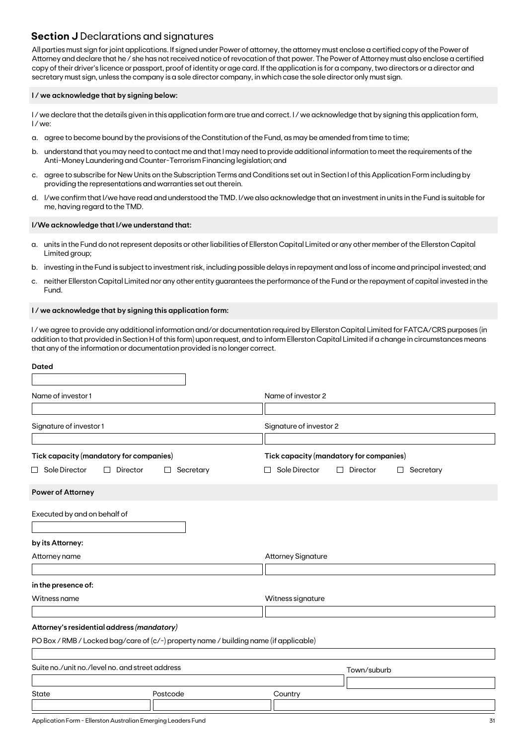## **Section J** Declarations and signatures

All parties must sign for joint applications. If signed under Power of attorney, the attorney must enclose a certified copy of the Power of Attorney and declare that he / she has not received notice of revocation of that power. The Power of Attorney must also enclose a certified copy of their driver's licence or passport, proof of identity or age card. If the application is for a company, two directors or a director and secretary must sign, unless the company is a sole director company, in which case the sole director only must sign.

**I / we acknowledge that by signing below:**

I / we declare that the details given in this application form are true and correct. I / we acknowledge that by signing this application form, I / we:

a. agree to become bound by the provisions of the Constitution of the Fund, as may be amended from time to time;

b. understand that you may need to contact me and that I may need to provide additional information to meet the requirements of the Anti-Money Laundering and Counter-Terrorism Financing legislation; and

c. agree to subscribe for New Units on the Subscription Terms and Conditions set out in Section I of this Application Form including by providing the representations and warranties set out therein.

d. I/we confirm that I/we have read and understood the TMD. I/we also acknowledge that an investment in units in the Fund is suitable for me, having regard to the TMD.

**I/We acknowledge that I/we understand that:**

a. units in the Fund do not represent deposits or other liabilities of Ellerston Capital Limited or any other member of the Ellerston Capital Limited group;

b. investing in the Fund is subject to investment risk, including possible delays in repayment and loss of income and principal invested; and

c. neither Ellerston Capital Limited nor any other entity guarantees the performance of the Fund or the repayment of capital invested in the Fund.

**I / we acknowledge that by signing this application form:**

I / we agree to provide any additional information and/or documentation required by Ellerston Capital Limited for FATCA/CRS purposes (in addition to that provided in Section H of this form) upon request, and to inform Ellerston Capital Limited if a change in circumstances means that any of the information or documentation provided is no longer correct.

**Dated**

| Name of investor 1 | Name of investor 2 |
| --- | --- |
| | |
| Signature of investor 1 | Signature of investor 2 |
| | |
| **Tick capacity (mandatory for companies)** | **Tick capacity (mandatory for companies)** |
| ☐ Sole Director ☐ Director ☐ Secretary | ☐ Sole Director ☐ Director ☐ Secretary |

**Power of Attorney**

Executed by and on behalf of

**by its Attorney:**

| Attorney name | Attorney Signature |
| --- | --- |
| | |

**in the presence of:**

| Witness name | Witness signature |
| --- | --- |
| | |

**Attorney's residential address *(mandatory)***

PO Box / RMB / Locked bag/care of (c/-) property name / building name (if applicable)

| Suite no./unit no./level no. and street address | Town/suburb |
| --- | --- |
| | |

| State | Postcode | Country |
| --- | --- | --- |
| | | |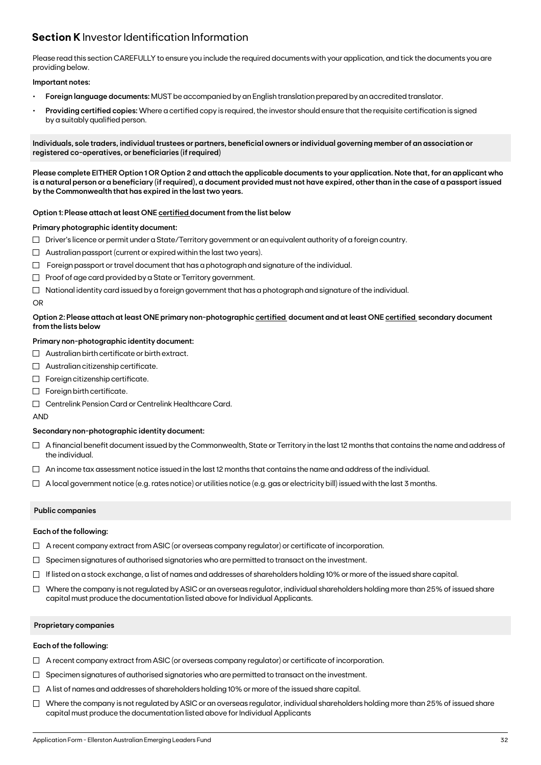## **Section K** Investor Identification Information

Please read this section CAREFULLY to ensure you include the required documents with your application, and tick the documents you are providing below.

**Important notes:**

- **Foreign language documents:** MUST be accompanied by an English translation prepared by an accredited translator.
- **Providing certified copies:** Where a certified copy is required, the investor should ensure that the requisite certification is signed by a suitably qualified person.

**Individuals, sole traders, individual trustees or partners, beneficial owners or individual governing member of an association or registered co-operatives, or beneficiaries (if required)**

**Please complete EITHER Option 1 OR Option 2 and attach the applicable documents to your application. Note that, for an applicant who is a natural person or a beneficiary (if required), a document provided must not have expired, other than in the case of a passport issued by the Commonwealth that has expired in the last two years.**

**Option 1: Please attach at least ONE <u>certified</u> document from the list below**

**Primary photographic identity document:**

- ☐ Driver's licence or permit under a State/Territory government or an equivalent authority of a foreign country.
- ☐ Australian passport (current or expired within the last two years).
- ☐ Foreign passport or travel document that has a photograph and signature of the individual.
- ☐ Proof of age card provided by a State or Territory government.
- ☐ National identity card issued by a foreign government that has a photograph and signature of the individual.

OR

**Option 2: Please attach at least ONE primary non-photographic <u>certified</u> document and at least ONE <u>certified</u> secondary document from the lists below**

**Primary non-photographic identity document:**

- ☐ Australian birth certificate or birth extract.
- ☐ Australian citizenship certificate.
- ☐ Foreign citizenship certificate.
- ☐ Foreign birth certificate.
- ☐ Centrelink Pension Card or Centrelink Healthcare Card.

AND

**Secondary non-photographic identity document:**

- ☐ A financial benefit document issued by the Commonwealth, State or Territory in the last 12 months that contains the name and address of the individual.
- ☐ An income tax assessment notice issued in the last 12 months that contains the name and address of the individual.
- ☐ A local government notice (e.g. rates notice) or utilities notice (e.g. gas or electricity bill) issued with the last 3 months.

**Public companies**

**Each of the following:**

- ☐ A recent company extract from ASIC (or overseas company regulator) or certificate of incorporation.
- ☐ Specimen signatures of authorised signatories who are permitted to transact on the investment.
- ☐ If listed on a stock exchange, a list of names and addresses of shareholders holding 10% or more of the issued share capital.
- ☐ Where the company is not regulated by ASIC or an overseas regulator, individual shareholders holding more than 25% of issued share capital must produce the documentation listed above for Individual Applicants.

**Proprietary companies**

**Each of the following:**

- ☐ A recent company extract from ASIC (or overseas company regulator) or certificate of incorporation.
- ☐ Specimen signatures of authorised signatories who are permitted to transact on the investment.
- ☐ A list of names and addresses of shareholders holding 10% or more of the issued share capital.
- ☐ Where the company is not regulated by ASIC or an overseas regulator, individual shareholders holding more than 25% of issued share capital must produce the documentation listed above for Individual Applicants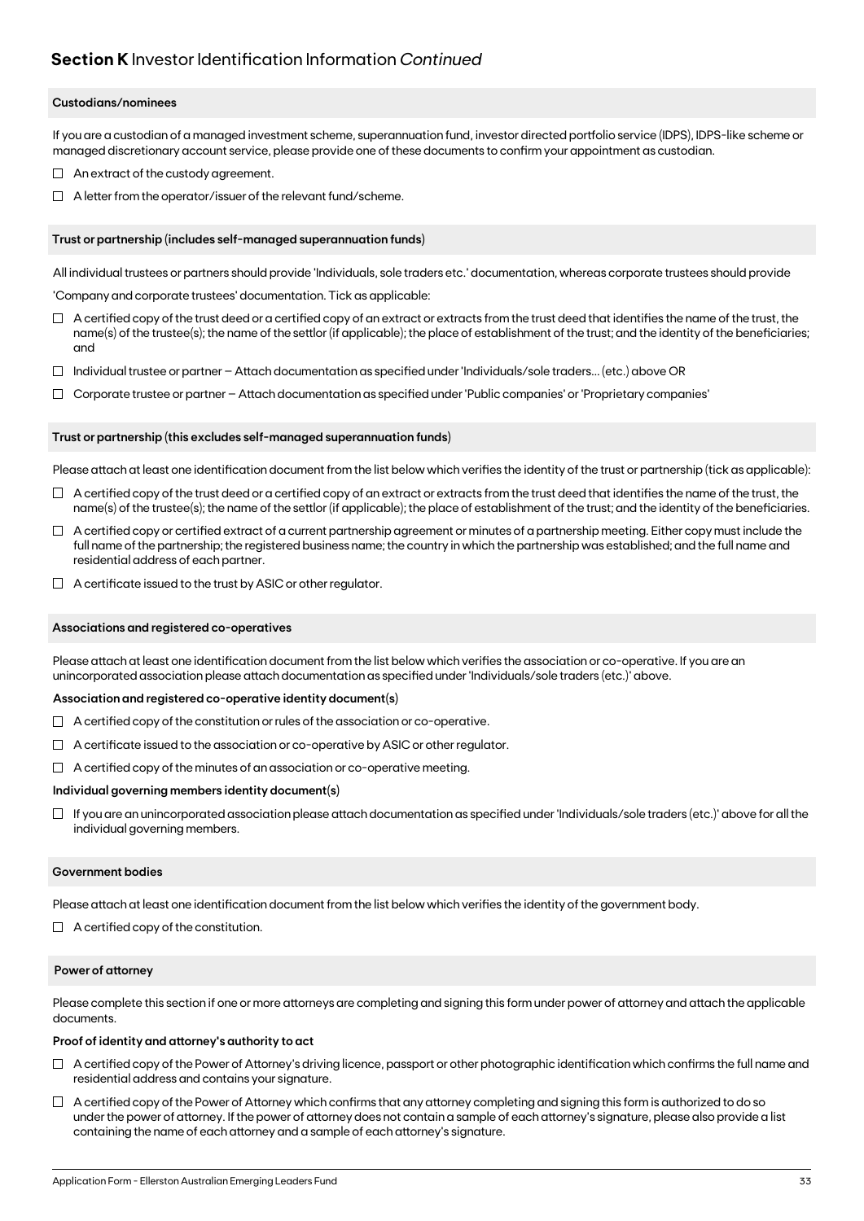## **Section K** Investor Identification Information *Continued*

### Custodians/nominees

If you are a custodian of a managed investment scheme, superannuation fund, investor directed portfolio service (IDPS), IDPS-like scheme or managed discretionary account service, please provide one of these documents to confirm your appointment as custodian.

- ☐ An extract of the custody agreement.
- ☐ A letter from the operator/issuer of the relevant fund/scheme.

### Trust or partnership (includes self-managed superannuation funds)

All individual trustees or partners should provide 'Individuals, sole traders etc.' documentation, whereas corporate trustees should provide 'Company and corporate trustees' documentation. Tick as applicable:

- ☐ A certified copy of the trust deed or a certified copy of an extract or extracts from the trust deed that identifies the name of the trust, the name(s) of the trustee(s); the name of the settlor (if applicable); the place of establishment of the trust; and the identity of the beneficiaries; and
- ☐ Individual trustee or partner – Attach documentation as specified under 'Individuals/sole traders... (etc.) above OR
- ☐ Corporate trustee or partner – Attach documentation as specified under 'Public companies' or 'Proprietary companies'

### Trust or partnership (this excludes self-managed superannuation funds)

Please attach at least one identification document from the list below which verifies the identity of the trust or partnership (tick as applicable):

- ☐ A certified copy of the trust deed or a certified copy of an extract or extracts from the trust deed that identifies the name of the trust, the name(s) of the trustee(s); the name of the settlor (if applicable); the place of establishment of the trust; and the identity of the beneficiaries.
- ☐ A certified copy or certified extract of a current partnership agreement or minutes of a partnership meeting. Either copy must include the full name of the partnership; the registered business name; the country in which the partnership was established; and the full name and residential address of each partner.
- ☐ A certificate issued to the trust by ASIC or other regulator.

### Associations and registered co-operatives

Please attach at least one identification document from the list below which verifies the association or co-operative. If you are an unincorporated association please attach documentation as specified under 'Individuals/sole traders (etc.)' above.

**Association and registered co-operative identity document(s)**

- ☐ A certified copy of the constitution or rules of the association or co-operative.
- ☐ A certificate issued to the association or co-operative by ASIC or other regulator.
- ☐ A certified copy of the minutes of an association or co-operative meeting.

**Individual governing members identity document(s)**

- ☐ If you are an unincorporated association please attach documentation as specified under 'Individuals/sole traders (etc.)' above for all the individual governing members.

### Government bodies

Please attach at least one identification document from the list below which verifies the identity of the government body.

- ☐ A certified copy of the constitution.

### Power of attorney

Please complete this section if one or more attorneys are completing and signing this form under power of attorney and attach the applicable documents.

**Proof of identity and attorney's authority to act**

- ☐ A certified copy of the Power of Attorney's driving licence, passport or other photographic identification which confirms the full name and residential address and contains your signature.
- ☐ A certified copy of the Power of Attorney which confirms that any attorney completing and signing this form is authorized to do so under the power of attorney. If the power of attorney does not contain a sample of each attorney's signature, please also provide a list containing the name of each attorney and a sample of each attorney's signature.